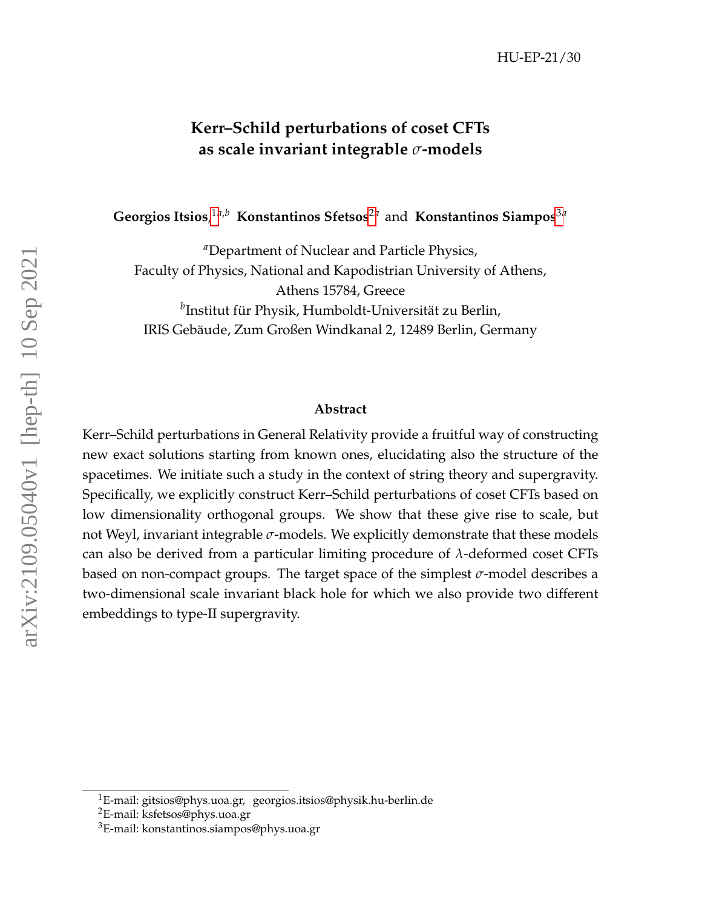HU-EP-21/30

# Kerr–Schild perturbations of coset CFTs as scale invariant integrable $\sigma$-models

**Georgios Itsios**,[1][a,b] **Konstantinos Sfetsos**[2][a] and **Konstantinos Siampos**[3][a]

[a]Department of Nuclear and Particle Physics,
Faculty of Physics, National and Kapodistrian University of Athens,
Athens 15784, Greece

[b]Institut für Physik, Humboldt-Universität zu Berlin,
IRIS Gebäude, Zum Großen Windkanal 2, 12489 Berlin, Germany

### Abstract

Kerr–Schild perturbations in General Relativity provide a fruitful way of constructing new exact solutions starting from known ones, elucidating also the structure of the spacetimes. We initiate such a study in the context of string theory and supergravity. Specifically, we explicitly construct Kerr–Schild perturbations of coset CFTs based on low dimensionality orthogonal groups. We show that these give rise to scale, but not Weyl, invariant integrable $\sigma$-models. We explicitly demonstrate that these models can also be derived from a particular limiting procedure of $\lambda$-deformed coset CFTs based on non-compact groups. The target space of the simplest $\sigma$-model describes a two-dimensional scale invariant black hole for which we also provide two different embeddings to type-II supergravity.

---

[1]E-mail: gitsios@phys.uoa.gr, georgios.itsios@physik.hu-berlin.de

[2]E-mail: ksfetsos@phys.uoa.gr

[3]E-mail: konstantinos.siampos@phys.uoa.gr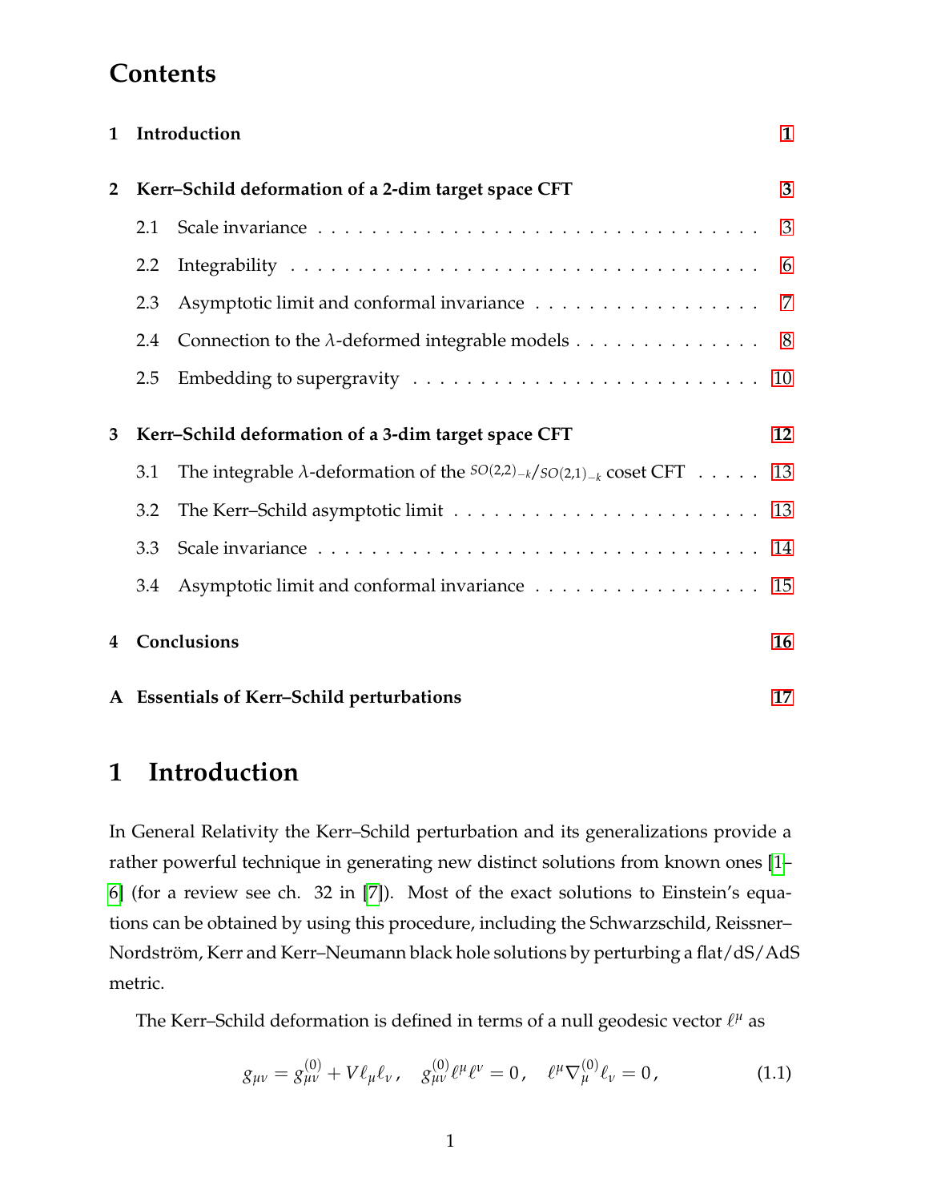# Contents

| | | |
|---|---|---|
| **1** | **Introduction** | **1** |
| **2** | **Kerr–Schild deformation of a 2-dim target space CFT** | **3** |
| | 2.1 Scale invariance | 3 |
| | 2.2 Integrability | 6 |
| | 2.3 Asymptotic limit and conformal invariance | 7 |
| | 2.4 Connection to the $\lambda$-deformed integrable models | 8 |
| | 2.5 Embedding to supergravity | 10 |
| **3** | **Kerr–Schild deformation of a 3-dim target space CFT** | **12** |
| | 3.1 The integrable $\lambda$-deformation of the $^{SO(2,2)_{-k}}/_{SO(2,1)_{-k}}$ coset CFT | 13 |
| | 3.2 The Kerr–Schild asymptotic limit | 13 |
| | 3.3 Scale invariance | 14 |
| | 3.4 Asymptotic limit and conformal invariance | 15 |
| **4** | **Conclusions** | **16** |
| **A** | **Essentials of Kerr–Schild perturbations** | **17** |

# 1 Introduction

In General Relativity the Kerr–Schild perturbation and its generalizations provide a rather powerful technique in generating new distinct solutions from known ones [1–6] (for a review see ch. 32 in [7]). Most of the exact solutions to Einstein's equations can be obtained by using this procedure, including the Schwarzschild, Reissner–Nordström, Kerr and Kerr–Neumann black hole solutions by perturbing a flat/dS/AdS metric.

The Kerr–Schild deformation is defined in terms of a null geodesic vector $\ell^\mu$ as

$$g_{\mu\nu} = g^{(0)}_{\mu\nu} + V\ell_\mu\ell_\nu\,, \quad g^{(0)}_{\mu\nu}\ell^\mu\ell^\nu = 0\,, \quad \ell^\mu\nabla^{(0)}_\mu\ell_\nu = 0\,, \tag{1.1}$$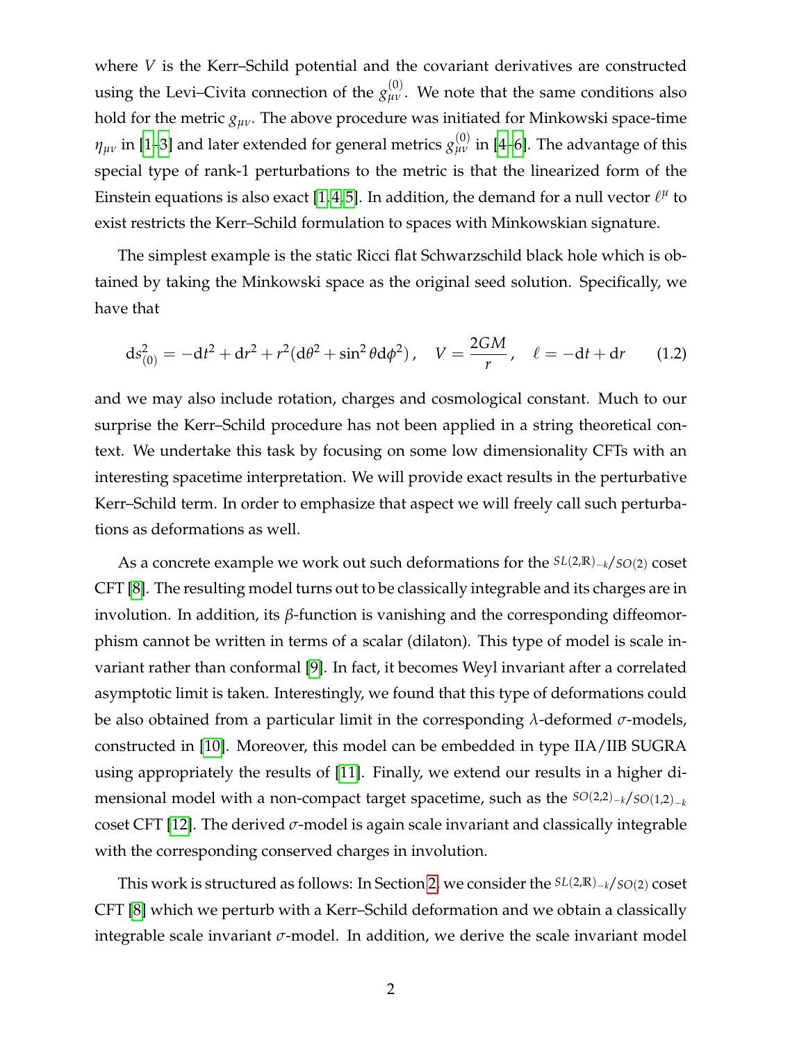where $V$ is the Kerr–Schild potential and the covariant derivatives are constructed using the Levi–Civita connection of the $g^{(0)}_{\mu\nu}$. We note that the same conditions also hold for the metric $g_{\mu\nu}$. The above procedure was initiated for Minkowski space-time $\eta_{\mu\nu}$ in [1–3] and later extended for general metrics $g^{(0)}_{\mu\nu}$ in [4–6]. The advantage of this special type of rank-1 perturbations to the metric is that the linearized form of the Einstein equations is also exact [1,4,5]. In addition, the demand for a null vector $\ell^\mu$ to exist restricts the Kerr–Schild formulation to spaces with Minkowskian signature.

The simplest example is the static Ricci flat Schwarzschild black hole which is obtained by taking the Minkowski space as the original seed solution. Specifically, we have that

$$
\mathrm{d}s^2_{(0)} = -\mathrm{d}t^2 + \mathrm{d}r^2 + r^2(\mathrm{d}\theta^2 + \sin^2\theta\,\mathrm{d}\phi^2)\,, \quad V = \frac{2GM}{r}\,, \quad \ell = -\mathrm{d}t + \mathrm{d}r \tag{1.2}
$$

and we may also include rotation, charges and cosmological constant. Much to our surprise the Kerr–Schild procedure has not been applied in a string theoretical context. We undertake this task by focusing on some low dimensionality CFTs with an interesting spacetime interpretation. We will provide exact results in the perturbative Kerr–Schild term. In order to emphasize that aspect we will freely call such perturbations as deformations as well.

As a concrete example we work out such deformations for the $SL(2,\mathbb{R})_{-k}/SO(2)$ coset CFT [8]. The resulting model turns out to be classically integrable and its charges are in involution. In addition, its $\beta$-function is vanishing and the corresponding diffeomorphism cannot be written in terms of a scalar (dilaton). This type of model is scale invariant rather than conformal [9]. In fact, it becomes Weyl invariant after a correlated asymptotic limit is taken. Interestingly, we found that this type of deformations could be also obtained from a particular limit in the corresponding $\lambda$-deformed $\sigma$-models, constructed in [10]. Moreover, this model can be embedded in type IIA/IIB SUGRA using appropriately the results of [11]. Finally, we extend our results in a higher dimensional model with a non-compact target spacetime, such as the $SO(2,2)_{-k}/SO(1,2)_{-k}$ coset CFT [12]. The derived $\sigma$-model is again scale invariant and classically integrable with the corresponding conserved charges in involution.

This work is structured as follows: In Section 2, we consider the $SL(2,\mathbb{R})_{-k}/SO(2)$ coset CFT [8] which we perturb with a Kerr–Schild deformation and we obtain a classically integrable scale invariant $\sigma$-model. In addition, we derive the scale invariant model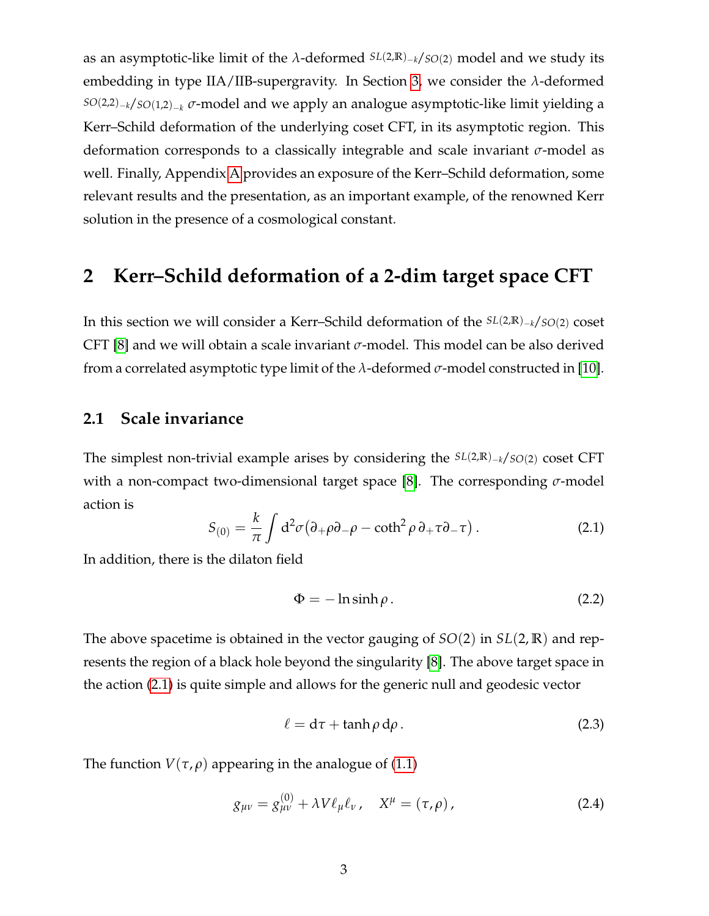as an asymptotic-like limit of the $\lambda$-deformed $^{SL(2,\mathbb{R})_{-k}}/_{SO(2)}$ model and we study its embedding in type IIA/IIB-supergravity. In Section 3, we consider the $\lambda$-deformed $^{SO(2,2)_{-k}}/_{SO(1,2)_{-k}}$ $\sigma$-model and we apply an analogue asymptotic-like limit yielding a Kerr–Schild deformation of the underlying coset CFT, in its asymptotic region. This deformation corresponds to a classically integrable and scale invariant $\sigma$-model as well. Finally, Appendix A provides an exposure of the Kerr–Schild deformation, some relevant results and the presentation, as an important example, of the renowned Kerr solution in the presence of a cosmological constant.

## 2 Kerr–Schild deformation of a 2-dim target space CFT

In this section we will consider a Kerr–Schild deformation of the $^{SL(2,\mathbb{R})_{-k}}/_{SO(2)}$ coset CFT [8] and we will obtain a scale invariant $\sigma$-model. This model can be also derived from a correlated asymptotic type limit of the $\lambda$-deformed $\sigma$-model constructed in [10].

### 2.1 Scale invariance

The simplest non-trivial example arises by considering the $^{SL(2,\mathbb{R})_{-k}}/_{SO(2)}$ coset CFT with a non-compact two-dimensional target space [8]. The corresponding $\sigma$-model action is

$$S_{(0)} = \frac{k}{\pi}\int \mathrm{d}^2\sigma\big(\partial_+\rho\partial_-\rho - \coth^2\rho\,\partial_+\tau\partial_-\tau\big)\,. \tag{2.1}$$

In addition, there is the dilaton field

$$\Phi = -\ln\sinh\rho\,. \tag{2.2}$$

The above spacetime is obtained in the vector gauging of $SO(2)$ in $SL(2,\mathbb{R})$ and represents the region of a black hole beyond the singularity [8]. The above target space in the action (2.1) is quite simple and allows for the generic null and geodesic vector

$$\ell = \mathrm{d}\tau + \tanh\rho\,\mathrm{d}\rho\,. \tag{2.3}$$

The function $V(\tau,\rho)$ appearing in the analogue of (1.1)

$$g_{\mu\nu} = g^{(0)}_{\mu\nu} + \lambda V\ell_\mu\ell_\nu\,,\quad X^\mu = (\tau,\rho)\,, \tag{2.4}$$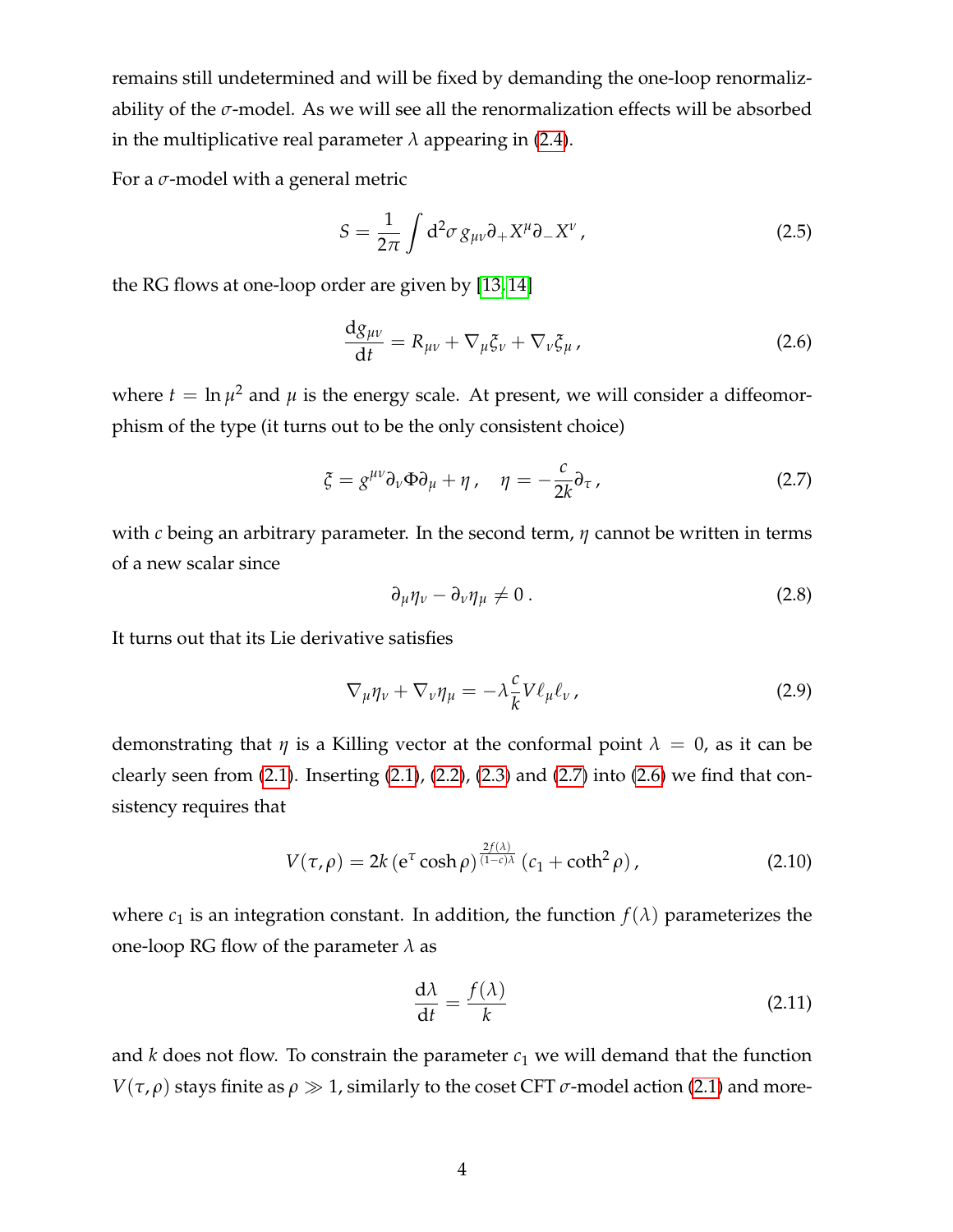remains still undetermined and will be fixed by demanding the one-loop renormalizability of the $\sigma$-model. As we will see all the renormalization effects will be absorbed in the multiplicative real parameter $\lambda$ appearing in (2.4).

For a $\sigma$-model with a general metric

$$
S = \frac{1}{2\pi}\int \mathrm{d}^2\sigma\, g_{\mu\nu}\partial_+ X^\mu \partial_- X^\nu\,, \tag{2.5}
$$

the RG flows at one-loop order are given by [13, 14]

$$
\frac{\mathrm{d}g_{\mu\nu}}{\mathrm{d}t} = R_{\mu\nu} + \nabla_\mu \xi_\nu + \nabla_\nu \xi_\mu\,, \tag{2.6}
$$

where $t = \ln\mu^2$ and $\mu$ is the energy scale. At present, we will consider a diffeomorphism of the type (it turns out to be the only consistent choice)

$$
\xi = g^{\mu\nu}\partial_\nu \Phi \partial_\mu + \eta\,, \quad \eta = -\frac{c}{2k}\partial_\tau\,, \tag{2.7}
$$

with $c$ being an arbitrary parameter. In the second term, $\eta$ cannot be written in terms of a new scalar since

$$
\partial_\mu \eta_\nu - \partial_\nu \eta_\mu \neq 0\,. \tag{2.8}
$$

It turns out that its Lie derivative satisfies

$$
\nabla_\mu \eta_\nu + \nabla_\nu \eta_\mu = -\lambda \frac{c}{k} V \ell_\mu \ell_\nu\,, \tag{2.9}
$$

demonstrating that $\eta$ is a Killing vector at the conformal point $\lambda = 0$, as it can be clearly seen from (2.1). Inserting (2.1), (2.2), (2.3) and (2.7) into (2.6) we find that consistency requires that

$$
V(\tau,\rho) = 2k\left(\mathrm{e}^\tau \cosh\rho\right)^{\frac{2f(\lambda)}{(1-c)\lambda}}\left(c_1 + \coth^2\rho\right), \tag{2.10}
$$

where $c_1$ is an integration constant. In addition, the function $f(\lambda)$ parameterizes the one-loop RG flow of the parameter $\lambda$ as

$$
\frac{\mathrm{d}\lambda}{\mathrm{d}t} = \frac{f(\lambda)}{k} \tag{2.11}
$$

and $k$ does not flow. To constrain the parameter $c_1$ we will demand that the function $V(\tau,\rho)$ stays finite as $\rho \gg 1$, similarly to the coset CFT $\sigma$-model action (2.1) and more-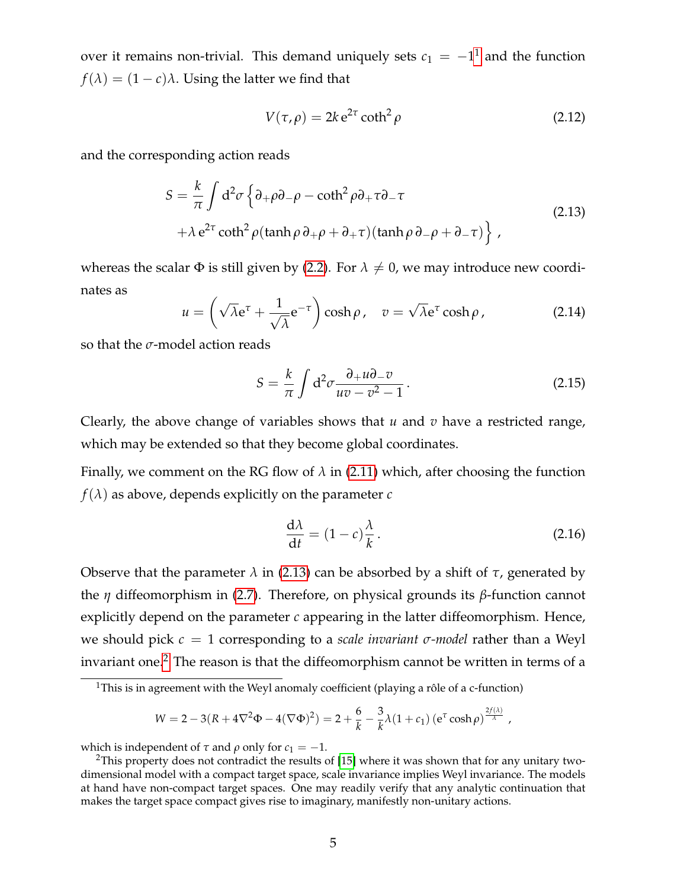over it remains non-trivial. This demand uniquely sets $c_1 = -1$[1] and the function $f(\lambda) = (1-c)\lambda$. Using the latter we find that

$$
V(\tau,\rho) = 2k\,\mathrm{e}^{2\tau}\coth^2\rho \tag{2.12}
$$

and the corresponding action reads

$$
\begin{aligned}
S = \frac{k}{\pi}\int \mathrm{d}^2\sigma \Big\{ & \partial_+\rho\partial_-\rho - \coth^2\rho\,\partial_+\tau\partial_-\tau \\
& +\lambda\,\mathrm{e}^{2\tau}\coth^2\rho(\tanh\rho\,\partial_+\rho + \partial_+\tau)(\tanh\rho\,\partial_-\rho + \partial_-\tau)\Big\}\,,
\end{aligned} \tag{2.13}
$$

whereas the scalar $\Phi$ is still given by (2.2). For $\lambda \neq 0$, we may introduce new coordinates as

$$
u = \left(\sqrt{\lambda}\mathrm{e}^{\tau} + \frac{1}{\sqrt{\lambda}}\mathrm{e}^{-\tau}\right)\cosh\rho\,, \quad v = \sqrt{\lambda}\mathrm{e}^{\tau}\cosh\rho\,, \tag{2.14}
$$

so that the $\sigma$-model action reads

$$
S = \frac{k}{\pi}\int \mathrm{d}^2\sigma \frac{\partial_+ u\partial_- v}{uv - v^2 - 1}\,. \tag{2.15}
$$

Clearly, the above change of variables shows that $u$ and $v$ have a restricted range, which may be extended so that they become global coordinates.

Finally, we comment on the RG flow of $\lambda$ in (2.11) which, after choosing the function $f(\lambda)$ as above, depends explicitly on the parameter $c$

$$
\frac{\mathrm{d}\lambda}{\mathrm{d}t} = (1-c)\frac{\lambda}{k}\,. \tag{2.16}
$$

Observe that the parameter $\lambda$ in (2.13) can be absorbed by a shift of $\tau$, generated by the $\eta$ diffeomorphism in (2.7). Therefore, on physical grounds its $\beta$-function cannot explicitly depend on the parameter $c$ appearing in the latter diffeomorphism. Hence, we should pick $c = 1$ corresponding to a *scale invariant $\sigma$-model* rather than a Weyl invariant one.[2] The reason is that the diffeomorphism cannot be written in terms of a

[1] This is in agreement with the Weyl anomaly coefficient (playing a rôle of a c-function)

$$
W = 2 - 3(R + 4\nabla^2\Phi - 4(\nabla\Phi)^2) = 2 + \frac{6}{k} - \frac{3}{k}\lambda(1+c_1)\left(\mathrm{e}^{\tau}\cosh\rho\right)^{\frac{2f(\lambda)}{\lambda}}\,,
$$

which is independent of $\tau$ and $\rho$ only for $c_1 = -1$.

[2] This property does not contradict the results of [15] where it was shown that for any unitary two-dimensional model with a compact target space, scale invariance implies Weyl invariance. The models at hand have non-compact target spaces. One may readily verify that any analytic continuation that makes the target space compact gives rise to imaginary, manifestly non-unitary actions.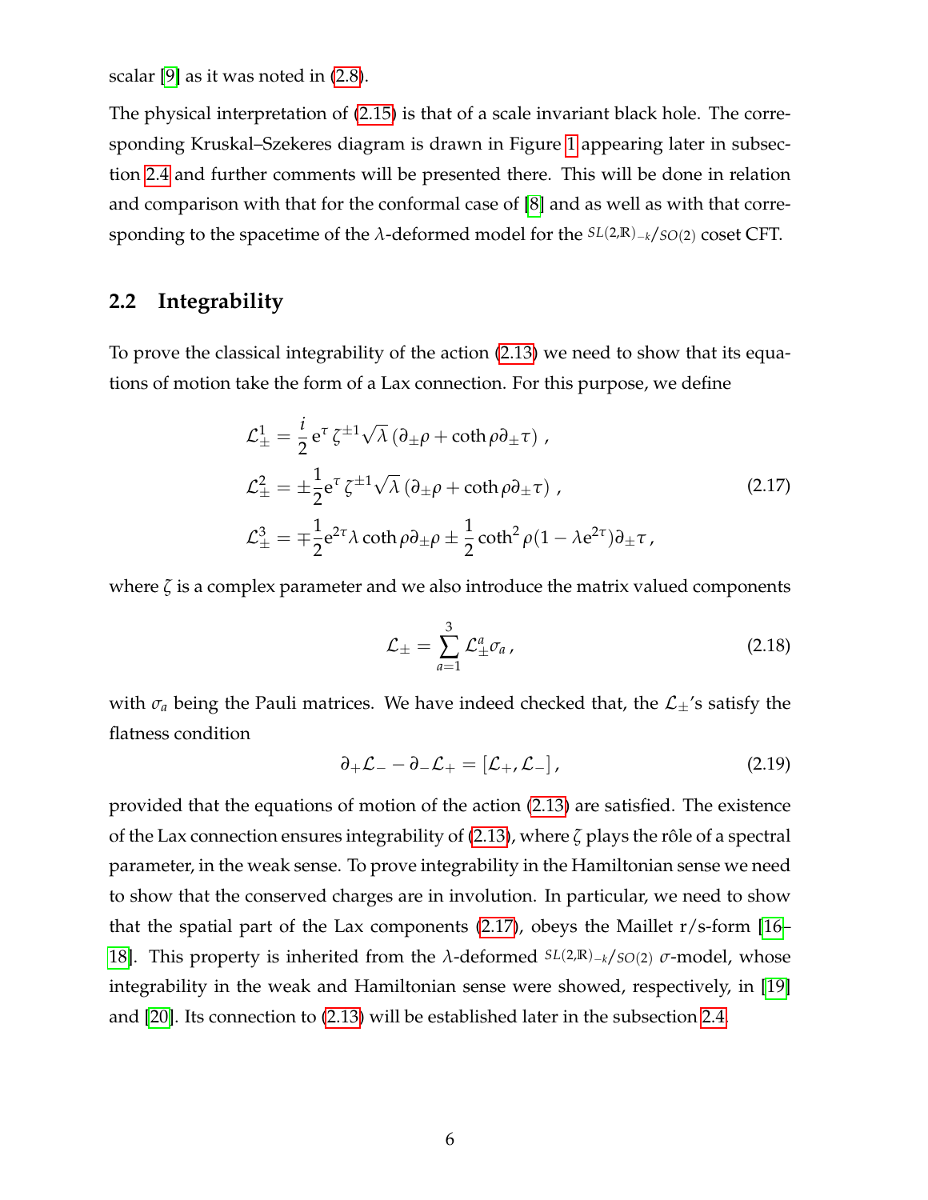scalar [9] as it was noted in (2.8).

The physical interpretation of (2.15) is that of a scale invariant black hole. The corresponding Kruskal–Szekeres diagram is drawn in Figure 1 appearing later in subsection 2.4 and further comments will be presented there. This will be done in relation and comparison with that for the conformal case of [8] and as well as with that corresponding to the spacetime of the $\lambda$-deformed model for the $SL(2,\mathbb{R})_{-k}/SO(2)$ coset CFT.

## 2.2 Integrability

To prove the classical integrability of the action (2.13) we need to show that its equations of motion take the form of a Lax connection. For this purpose, we define

$$
\begin{aligned}
\mathcal{L}^1_\pm &= \frac{i}{2}\,\mathrm{e}^\tau\,\zeta^{\pm 1}\sqrt{\lambda}\,(\partial_\pm\rho + \coth\rho\,\partial_\pm\tau)\,, \\
\mathcal{L}^2_\pm &= \pm\frac{1}{2}\mathrm{e}^\tau\,\zeta^{\pm 1}\sqrt{\lambda}\,(\partial_\pm\rho + \coth\rho\,\partial_\pm\tau)\,, \\
\mathcal{L}^3_\pm &= \mp\frac{1}{2}\mathrm{e}^{2\tau}\lambda\coth\rho\,\partial_\pm\rho \pm \frac{1}{2}\coth^2\rho\,(1-\lambda\mathrm{e}^{2\tau})\partial_\pm\tau\,,
\end{aligned}
\tag{2.17}
$$

where $\zeta$ is a complex parameter and we also introduce the matrix valued components

$$
\mathcal{L}_\pm = \sum_{a=1}^{3}\mathcal{L}^a_\pm\sigma_a\,,
\tag{2.18}
$$

with $\sigma_a$ being the Pauli matrices. We have indeed checked that, the $\mathcal{L}_\pm$'s satisfy the flatness condition

$$
\partial_+\mathcal{L}_- - \partial_-\mathcal{L}_+ = [\mathcal{L}_+,\mathcal{L}_-]\,,
\tag{2.19}
$$

provided that the equations of motion of the action (2.13) are satisfied. The existence of the Lax connection ensures integrability of (2.13), where $\zeta$ plays the rôle of a spectral parameter, in the weak sense. To prove integrability in the Hamiltonian sense we need to show that the conserved charges are in involution. In particular, we need to show that the spatial part of the Lax components (2.17), obeys the Maillet r/s-form [16–18]. This property is inherited from the $\lambda$-deformed $SL(2,\mathbb{R})_{-k}/SO(2)$ $\sigma$-model, whose integrability in the weak and Hamiltonian sense were showed, respectively, in [19] and [20]. Its connection to (2.13) will be established later in the subsection 2.4.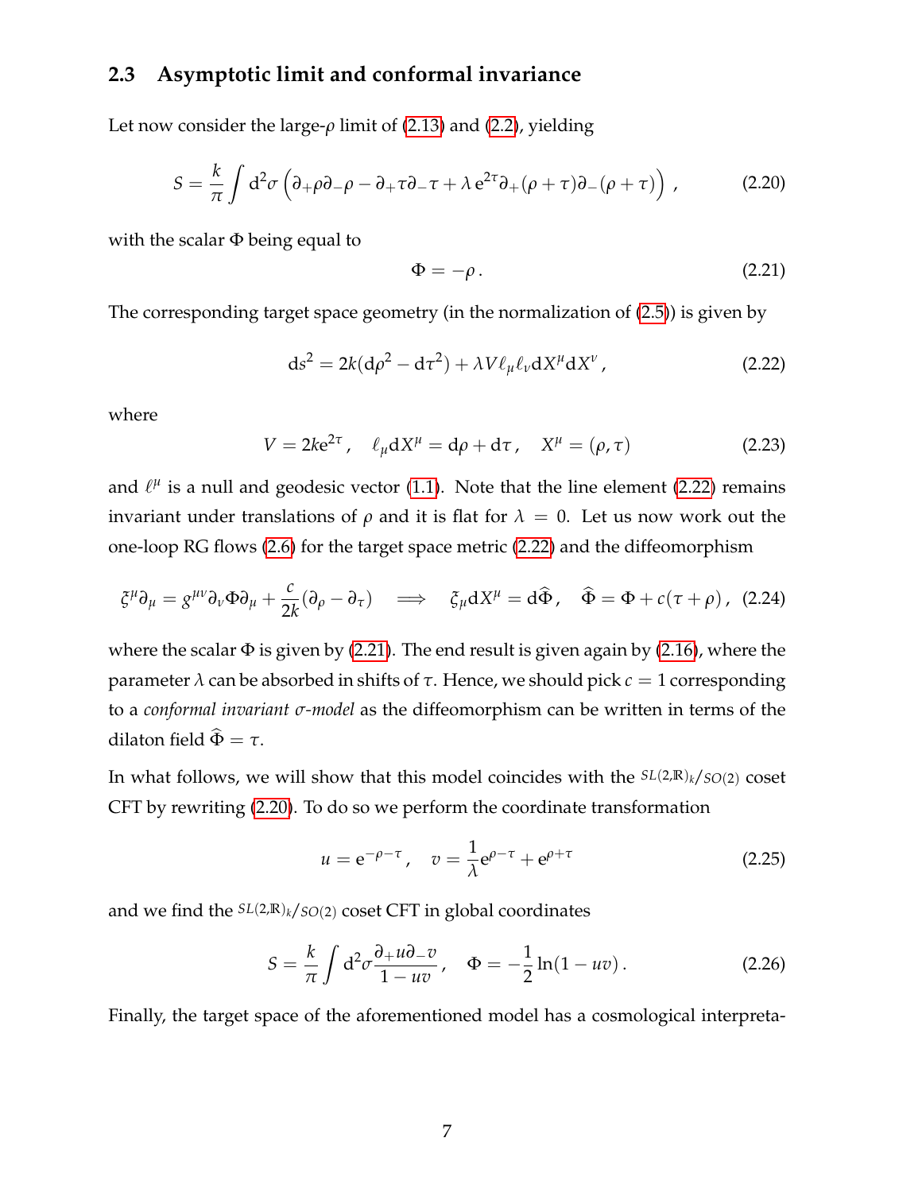### 2.3 Asymptotic limit and conformal invariance

Let now consider the large-$\rho$ limit of (2.13) and (2.2), yielding

$$
S = \frac{k}{\pi}\int \mathrm{d}^2\sigma \left(\partial_+\rho\partial_-\rho - \partial_+\tau\partial_-\tau + \lambda\, e^{2\tau}\partial_+(\rho+\tau)\partial_-(\rho+\tau)\right) , \tag{2.20}
$$

with the scalar $\Phi$ being equal to

$$
\Phi = -\rho\,. \tag{2.21}
$$

The corresponding target space geometry (in the normalization of (2.5)) is given by

$$
\mathrm{d}s^2 = 2k(\mathrm{d}\rho^2 - \mathrm{d}\tau^2) + \lambda V \ell_\mu \ell_\nu \mathrm{d}X^\mu \mathrm{d}X^\nu\,, \tag{2.22}
$$

where

$$
V = 2k e^{2\tau}\,, \quad \ell_\mu \mathrm{d}X^\mu = \mathrm{d}\rho + \mathrm{d}\tau\,, \quad X^\mu = (\rho,\tau) \tag{2.23}
$$

and $\ell^\mu$ is a null and geodesic vector (1.1). Note that the line element (2.22) remains invariant under translations of $\rho$ and it is flat for $\lambda = 0$. Let us now work out the one-loop RG flows (2.6) for the target space metric (2.22) and the diffeomorphism

$$
\xi^\mu\partial_\mu = g^{\mu\nu}\partial_\nu\Phi\partial_\mu + \frac{c}{2k}(\partial_\rho - \partial_\tau) \quad \Longrightarrow \quad \xi_\mu \mathrm{d}X^\mu = \mathrm{d}\widehat{\Phi}\,, \quad \widehat{\Phi} = \Phi + c(\tau+\rho)\,, \tag{2.24}
$$

where the scalar $\Phi$ is given by (2.21). The end result is given again by (2.16), where the parameter $\lambda$ can be absorbed in shifts of $\tau$. Hence, we should pick $c = 1$ corresponding to a *conformal invariant $\sigma$-model* as the diffeomorphism can be written in terms of the dilaton field $\widehat{\Phi} = \tau$.

In what follows, we will show that this model coincides with the $SL(2,\mathbb{R})_k/SO(2)$ coset CFT by rewriting (2.20). To do so we perform the coordinate transformation

$$
u = e^{-\rho-\tau}\,, \quad v = \frac{1}{\lambda}e^{\rho-\tau} + e^{\rho+\tau} \tag{2.25}
$$

and we find the $SL(2,\mathbb{R})_k/SO(2)$ coset CFT in global coordinates

$$
S = \frac{k}{\pi}\int \mathrm{d}^2\sigma \frac{\partial_+ u \partial_- v}{1-uv}\,, \quad \Phi = -\frac{1}{2}\ln(1-uv)\,. \tag{2.26}
$$

Finally, the target space of the aforementioned model has a cosmological interpreta-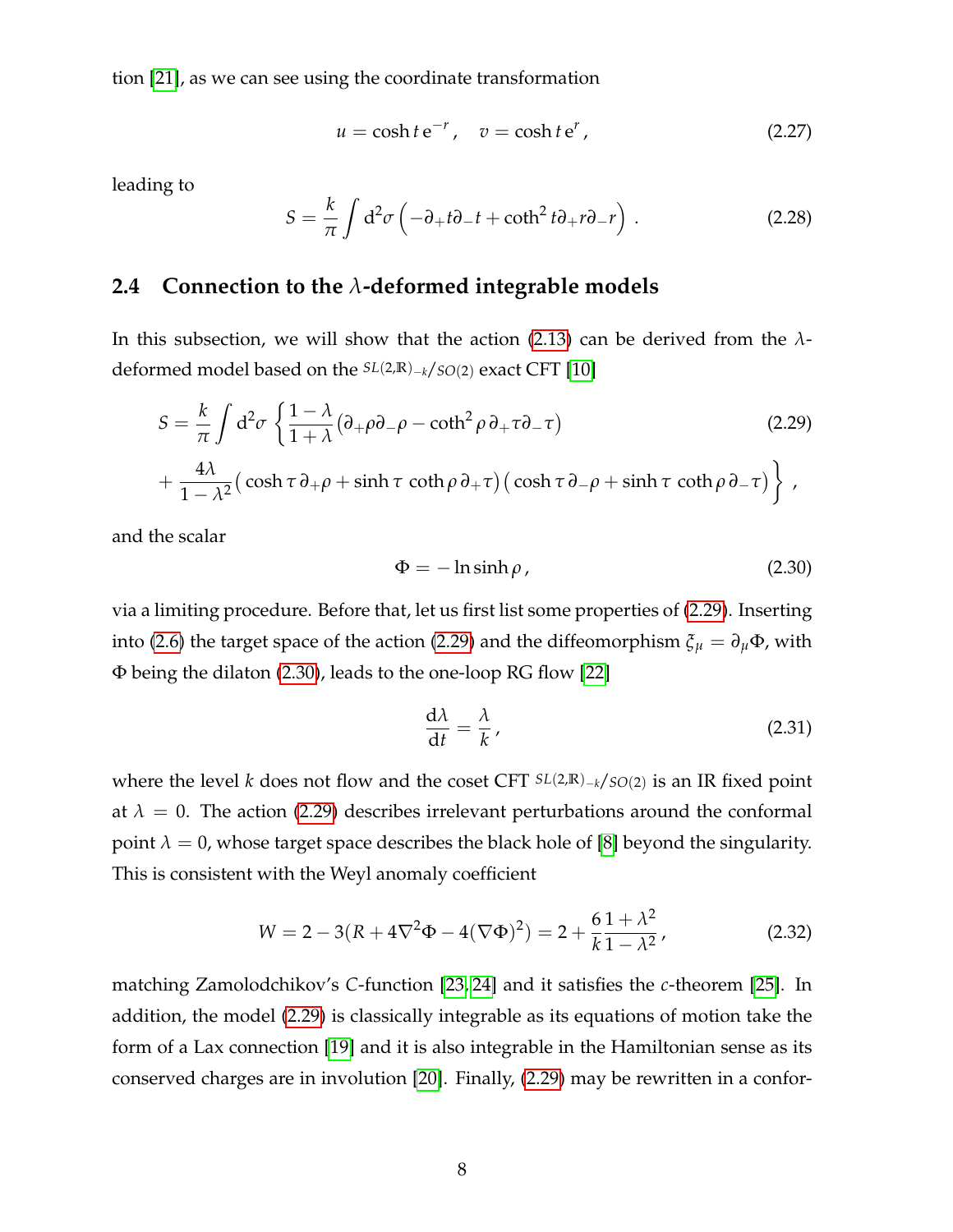tion [21], as we can see using the coordinate transformation

$$
u = \cosh t \, \mathrm{e}^{-r} \,, \quad v = \cosh t \, \mathrm{e}^{r} \,, \tag{2.27}
$$

leading to

$$
S = \frac{k}{\pi} \int \mathrm{d}^2\sigma \left( -\partial_+ t \partial_- t + \coth^2 t \partial_+ r \partial_- r \right) \,. \tag{2.28}
$$

### 2.4 Connection to the $\lambda$-deformed integrable models

In this subsection, we will show that the action (2.13) can be derived from the $\lambda$-deformed model based on the $SL(2,\mathbb{R})_{-k}/SO(2)$ exact CFT [10]

$$
\begin{aligned}
S = \frac{k}{\pi} \int \mathrm{d}^2\sigma \, \Big\{ & \frac{1-\lambda}{1+\lambda} \left( \partial_+ \rho \partial_- \rho - \coth^2 \rho \, \partial_+ \tau \partial_- \tau \right) \\
& + \frac{4\lambda}{1-\lambda^2} \big( \cosh \tau \, \partial_+ \rho + \sinh \tau \, \coth \rho \, \partial_+ \tau \big) \big( \cosh \tau \, \partial_- \rho + \sinh \tau \, \coth \rho \, \partial_- \tau \big) \Big\} \,,
\end{aligned} \tag{2.29}
$$

and the scalar

$$
\Phi = -\ln \sinh \rho \,, \tag{2.30}
$$

via a limiting procedure. Before that, let us first list some properties of (2.29). Inserting into (2.6) the target space of the action (2.29) and the diffeomorphism $\xi_\mu = \partial_\mu \Phi$, with $\Phi$ being the dilaton (2.30), leads to the one-loop RG flow [22]

$$
\frac{\mathrm{d}\lambda}{\mathrm{d}t} = \frac{\lambda}{k} \,, \tag{2.31}
$$

where the level $k$ does not flow and the coset CFT $SL(2,\mathbb{R})_{-k}/SO(2)$ is an IR fixed point at $\lambda = 0$. The action (2.29) describes irrelevant perturbations around the conformal point $\lambda = 0$, whose target space describes the black hole of [8] beyond the singularity. This is consistent with the Weyl anomaly coefficient

$$
W = 2 - 3(R + 4\nabla^2\Phi - 4(\nabla\Phi)^2) = 2 + \frac{6}{k}\frac{1+\lambda^2}{1-\lambda^2} \,, \tag{2.32}
$$

matching Zamolodchikov's $C$-function [23, 24] and it satisfies the $c$-theorem [25]. In addition, the model (2.29) is classically integrable as its equations of motion take the form of a Lax connection [19] and it is also integrable in the Hamiltonian sense as its conserved charges are in involution [20]. Finally, (2.29) may be rewritten in a confor-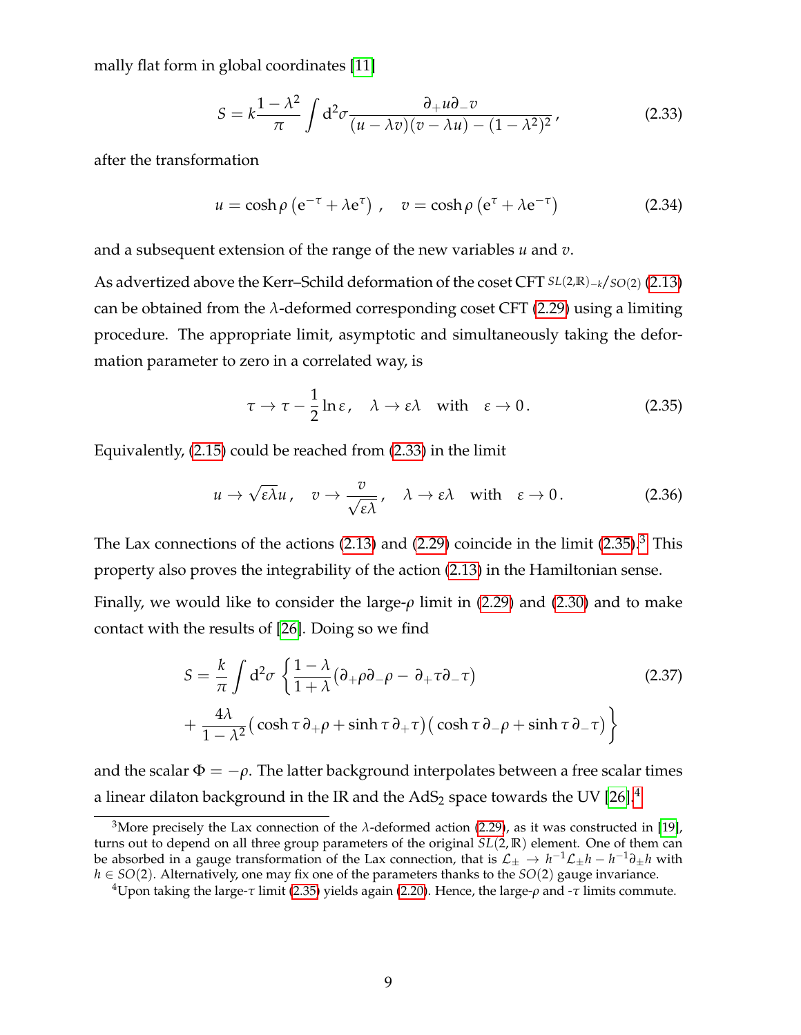mally flat form in global coordinates [11]

$$
S = k\frac{1-\lambda^2}{\pi}\int \mathrm{d}^2\sigma \frac{\partial_+ u \partial_- v}{(u-\lambda v)(v-\lambda u)-(1-\lambda^2)^2}\,, \tag{2.33}
$$

after the transformation

$$
u = \cosh\rho\left(\mathrm{e}^{-\tau}+\lambda \mathrm{e}^{\tau}\right)\,, \quad v = \cosh\rho\left(\mathrm{e}^{\tau}+\lambda \mathrm{e}^{-\tau}\right) \tag{2.34}
$$

and a subsequent extension of the range of the new variables $u$ and $v$.

As advertized above the Kerr–Schild deformation of the coset CFT $SL(2,\mathbb{R})_{-k}/SO(2)$ (2.13) can be obtained from the $\lambda$-deformed corresponding coset CFT (2.29) using a limiting procedure. The appropriate limit, asymptotic and simultaneously taking the deformation parameter to zero in a correlated way, is

$$
\tau \to \tau - \frac{1}{2}\ln\varepsilon\,, \quad \lambda \to \varepsilon\lambda \quad \text{with} \quad \varepsilon \to 0\,. \tag{2.35}
$$

Equivalently, (2.15) could be reached from (2.33) in the limit

$$
u \to \sqrt{\varepsilon\lambda}\, u\,, \quad v \to \frac{v}{\sqrt{\varepsilon\lambda}}\,, \quad \lambda \to \varepsilon\lambda \quad \text{with} \quad \varepsilon \to 0\,. \tag{2.36}
$$

The Lax connections of the actions (2.13) and (2.29) coincide in the limit (2.35).[3] This property also proves the integrability of the action (2.13) in the Hamiltonian sense.

Finally, we would like to consider the large-$\rho$ limit in (2.29) and (2.30) and to make contact with the results of [26]. Doing so we find

$$
\begin{aligned}
S = \frac{k}{\pi}\int \mathrm{d}^2\sigma\, \Big\{ & \frac{1-\lambda}{1+\lambda}(\partial_+\rho\partial_-\rho - \partial_+\tau\partial_-\tau) \\
& + \frac{4\lambda}{1-\lambda^2}\big(\cosh\tau\,\partial_+\rho + \sinh\tau\,\partial_+\tau\big)\big(\cosh\tau\,\partial_-\rho + \sinh\tau\,\partial_-\tau\big)\Big\}
\end{aligned} \tag{2.37}
$$

and the scalar $\Phi = -\rho$. The latter background interpolates between a free scalar times a linear dilaton background in the IR and the $\mathrm{AdS}_2$ space towards the UV [26].[4]

[3] More precisely the Lax connection of the $\lambda$-deformed action (2.29), as it was constructed in [19], turns out to depend on all three group parameters of the original $SL(2,\mathbb{R})$ element. One of them can be absorbed in a gauge transformation of the Lax connection, that is $\mathcal{L}_\pm \to h^{-1}\mathcal{L}_\pm h - h^{-1}\partial_\pm h$ with $h \in SO(2)$. Alternatively, one may fix one of the parameters thanks to the $SO(2)$ gauge invariance.

[4] Upon taking the large-$\tau$ limit (2.35) yields again (2.20). Hence, the large-$\rho$ and -$\tau$ limits commute.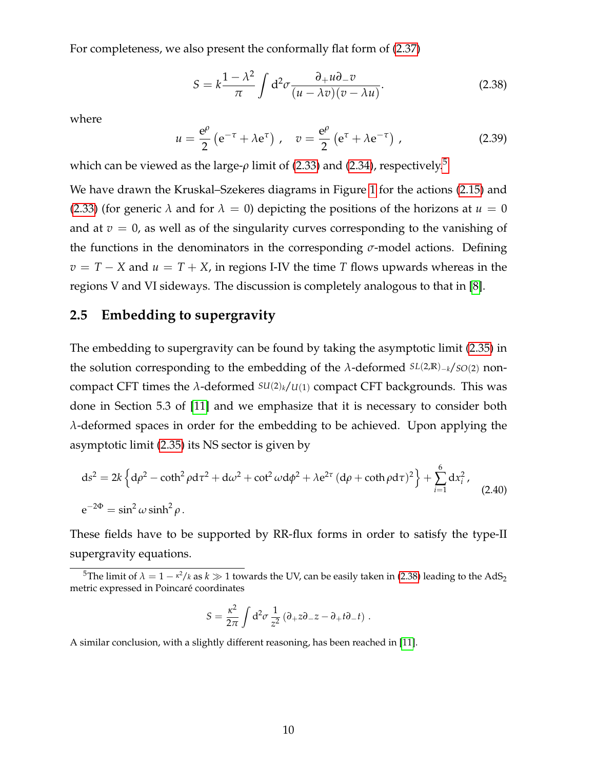For completeness, we also present the conformally flat form of (2.37)

$$S = k\frac{1-\lambda^2}{\pi}\int \mathrm{d}^2\sigma \frac{\partial_+ u \partial_- v}{(u-\lambda v)(v-\lambda u)}. \tag{2.38}$$

where

$$u = \frac{\mathrm{e}^{\rho}}{2}\left(\mathrm{e}^{-\tau}+\lambda \mathrm{e}^{\tau}\right)\,, \quad v = \frac{\mathrm{e}^{\rho}}{2}\left(\mathrm{e}^{\tau}+\lambda \mathrm{e}^{-\tau}\right)\,, \tag{2.39}$$

which can be viewed as the large-$\rho$ limit of (2.33) and (2.34), respectively.[5]

We have drawn the Kruskal–Szekeres diagrams in Figure 1 for the actions (2.15) and (2.33) (for generic $\lambda$ and for $\lambda = 0$) depicting the positions of the horizons at $u = 0$ and at $v = 0$, as well as of the singularity curves corresponding to the vanishing of the functions in the denominators in the corresponding $\sigma$-model actions. Defining $v = T - X$ and $u = T + X$, in regions I-IV the time $T$ flows upwards whereas in the regions V and VI sideways. The discussion is completely analogous to that in [8].

## 2.5 Embedding to supergravity

The embedding to supergravity can be found by taking the asymptotic limit (2.35) in the solution corresponding to the embedding of the $\lambda$-deformed $SL(2,\mathbb{R})_{-k}/SO(2)$ non-compact CFT times the $\lambda$-deformed $SU(2)_k/U(1)$ compact CFT backgrounds. This was done in Section 5.3 of [11] and we emphasize that it is necessary to consider both $\lambda$-deformed spaces in order for the embedding to be achieved. Upon applying the asymptotic limit (2.35) its NS sector is given by

$$\begin{aligned} \mathrm{d}s^2 &= 2k\left\{\mathrm{d}\rho^2 - \coth^2\rho\,\mathrm{d}\tau^2 + \mathrm{d}\omega^2 + \cot^2\omega\,\mathrm{d}\phi^2 + \lambda \mathrm{e}^{2\tau}\left(\mathrm{d}\rho + \coth\rho\,\mathrm{d}\tau\right)^2\right\} + \sum_{i=1}^{6}\mathrm{d}x_i^2\,, \\ \mathrm{e}^{-2\Phi} &= \sin^2\omega\sinh^2\rho\,. \end{aligned} \tag{2.40}$$

These fields have to be supported by RR-flux forms in order to satisfy the type-II supergravity equations.

---

[5] The limit of $\lambda = 1 - \kappa^2/k$ as $k \gg 1$ towards the UV, can be easily taken in (2.38) leading to the AdS$_2$ metric expressed in Poincaré coordinates

$$S = \frac{\kappa^2}{2\pi}\int \mathrm{d}^2\sigma\,\frac{1}{z^2}\left(\partial_+ z\partial_- z - \partial_+ t\partial_- t\right)\,.$$

A similar conclusion, with a slightly different reasoning, has been reached in [11].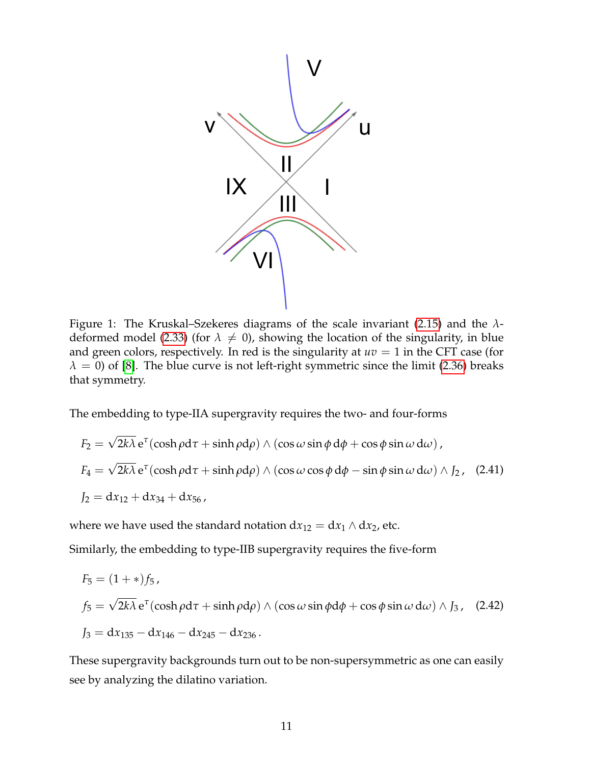Figure 1: The Kruskal–Szekeres diagrams of the scale invariant (2.15) and the $\lambda$-deformed model (2.33) (for $\lambda \neq 0$), showing the location of the singularity, in blue and green colors, respectively. In red is the singularity at $uv = 1$ in the CFT case (for $\lambda = 0$) of [8]. The blue curve is not left-right symmetric since the limit (2.36) breaks that symmetry.

The embedding to type-IIA supergravity requires the two- and four-forms

$$
\begin{aligned}
F_2 &= \sqrt{2k\lambda}\, \mathrm{e}^{\tau}(\cosh\rho\, \mathrm{d}\tau + \sinh\rho\, \mathrm{d}\rho) \wedge (\cos\omega \sin\phi\, \mathrm{d}\phi + \cos\phi \sin\omega\, \mathrm{d}\omega)\,, \\
F_4 &= \sqrt{2k\lambda}\, \mathrm{e}^{\tau}(\cosh\rho\, \mathrm{d}\tau + \sinh\rho\, \mathrm{d}\rho) \wedge (\cos\omega \cos\phi\, \mathrm{d}\phi - \sin\phi \sin\omega\, \mathrm{d}\omega) \wedge J_2\,, \qquad (2.41) \\
J_2 &= \mathrm{d}x_{12} + \mathrm{d}x_{34} + \mathrm{d}x_{56}\,,
\end{aligned}
$$

where we have used the standard notation $\mathrm{d}x_{12} = \mathrm{d}x_1 \wedge \mathrm{d}x_2$, etc.

Similarly, the embedding to type-IIB supergravity requires the five-form

$$
\begin{aligned}
F_5 &= (1 + *) f_5\,, \\
f_5 &= \sqrt{2k\lambda}\, \mathrm{e}^{\tau}(\cosh\rho\, \mathrm{d}\tau + \sinh\rho\, \mathrm{d}\rho) \wedge (\cos\omega \sin\phi \mathrm{d}\phi + \cos\phi \sin\omega\, \mathrm{d}\omega) \wedge J_3\,, \qquad (2.42) \\
J_3 &= \mathrm{d}x_{135} - \mathrm{d}x_{146} - \mathrm{d}x_{245} - \mathrm{d}x_{236}\,.
\end{aligned}
$$

These supergravity backgrounds turn out to be non-supersymmetric as one can easily see by analyzing the dilatino variation.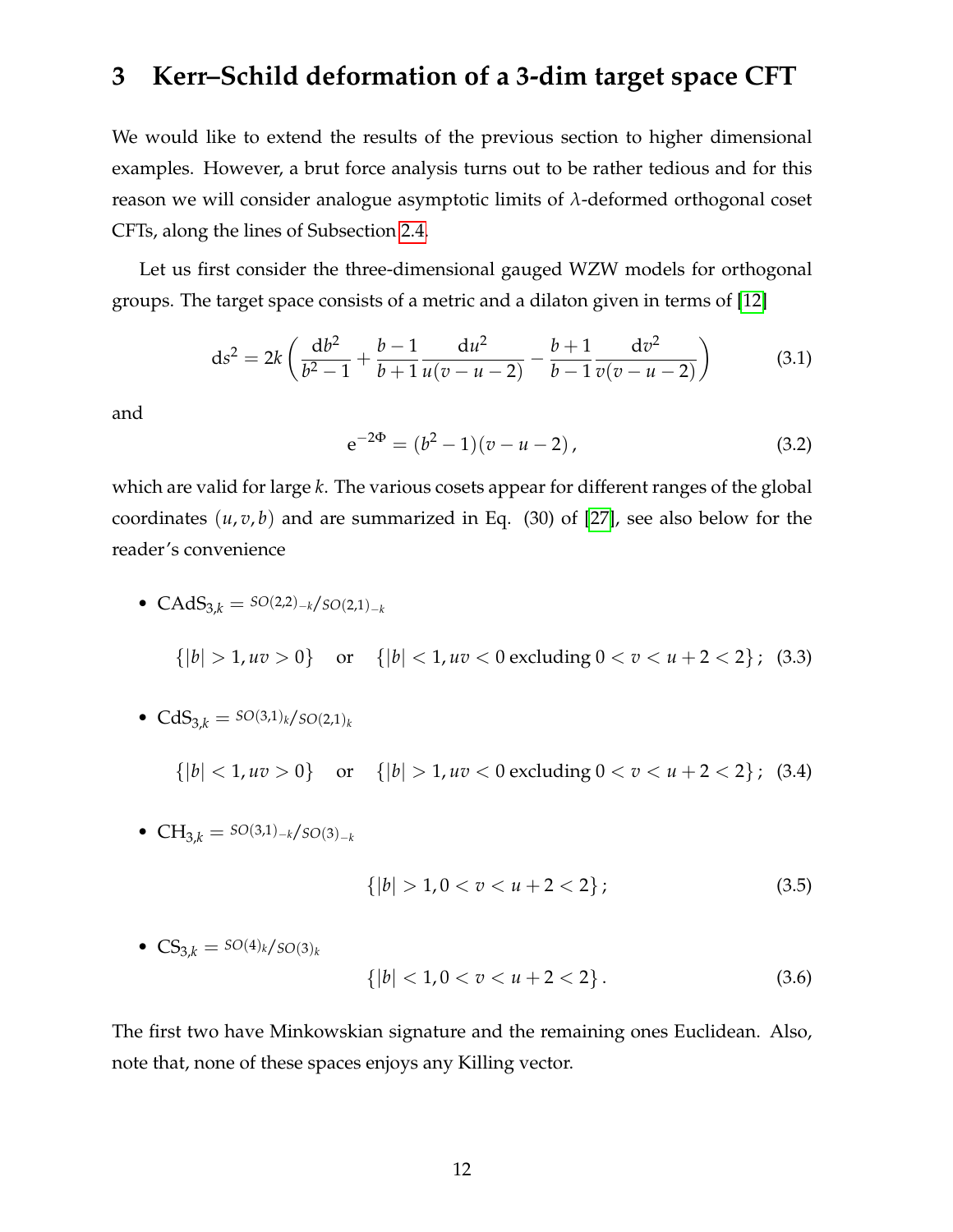## 3 Kerr–Schild deformation of a 3-dim target space CFT

We would like to extend the results of the previous section to higher dimensional examples. However, a brut force analysis turns out to be rather tedious and for this reason we will consider analogue asymptotic limits of $\lambda$-deformed orthogonal coset CFTs, along the lines of Subsection 2.4.

Let us first consider the three-dimensional gauged WZW models for orthogonal groups. The target space consists of a metric and a dilaton given in terms of [12]

$$
\mathrm{d}s^2 = 2k\left(\frac{\mathrm{d}b^2}{b^2-1} + \frac{b-1}{b+1}\frac{\mathrm{d}u^2}{u(v-u-2)} - \frac{b+1}{b-1}\frac{\mathrm{d}v^2}{v(v-u-2)}\right) \tag{3.1}
$$

and

$$
\mathrm{e}^{-2\Phi} = (b^2-1)(v-u-2)\,, \tag{3.2}
$$

which are valid for large $k$. The various cosets appear for different ranges of the global coordinates $(u, v, b)$ and are summarized in Eq. (30) of [27], see also below for the reader's convenience

- $\mathrm{CAdS}_{3,k} = {}^{SO(2,2)_{-k}}/_{SO(2,1)_{-k}}$

$$
\{|b| > 1, uv > 0\} \quad \text{or} \quad \{|b| < 1, uv < 0 \text{ excluding } 0 < v < u+2 < 2\}\,; \tag{3.3}
$$

- $\mathrm{CdS}_{3,k} = {}^{SO(3,1)_k}/_{SO(2,1)_k}$

$$
\{|b| < 1, uv > 0\} \quad \text{or} \quad \{|b| > 1, uv < 0 \text{ excluding } 0 < v < u+2 < 2\}\,; \tag{3.4}
$$

- $\mathrm{CH}_{3,k} = {}^{SO(3,1)_{-k}}/_{SO(3)_{-k}}$

$$
\{|b| > 1, 0 < v < u+2 < 2\}\,; \tag{3.5}
$$

- $\mathrm{CS}_{3,k} = {}^{SO(4)_k}/_{SO(3)_k}$

$$
\{|b| < 1, 0 < v < u+2 < 2\}\,. \tag{3.6}
$$

The first two have Minkowskian signature and the remaining ones Euclidean. Also, note that, none of these spaces enjoys any Killing vector.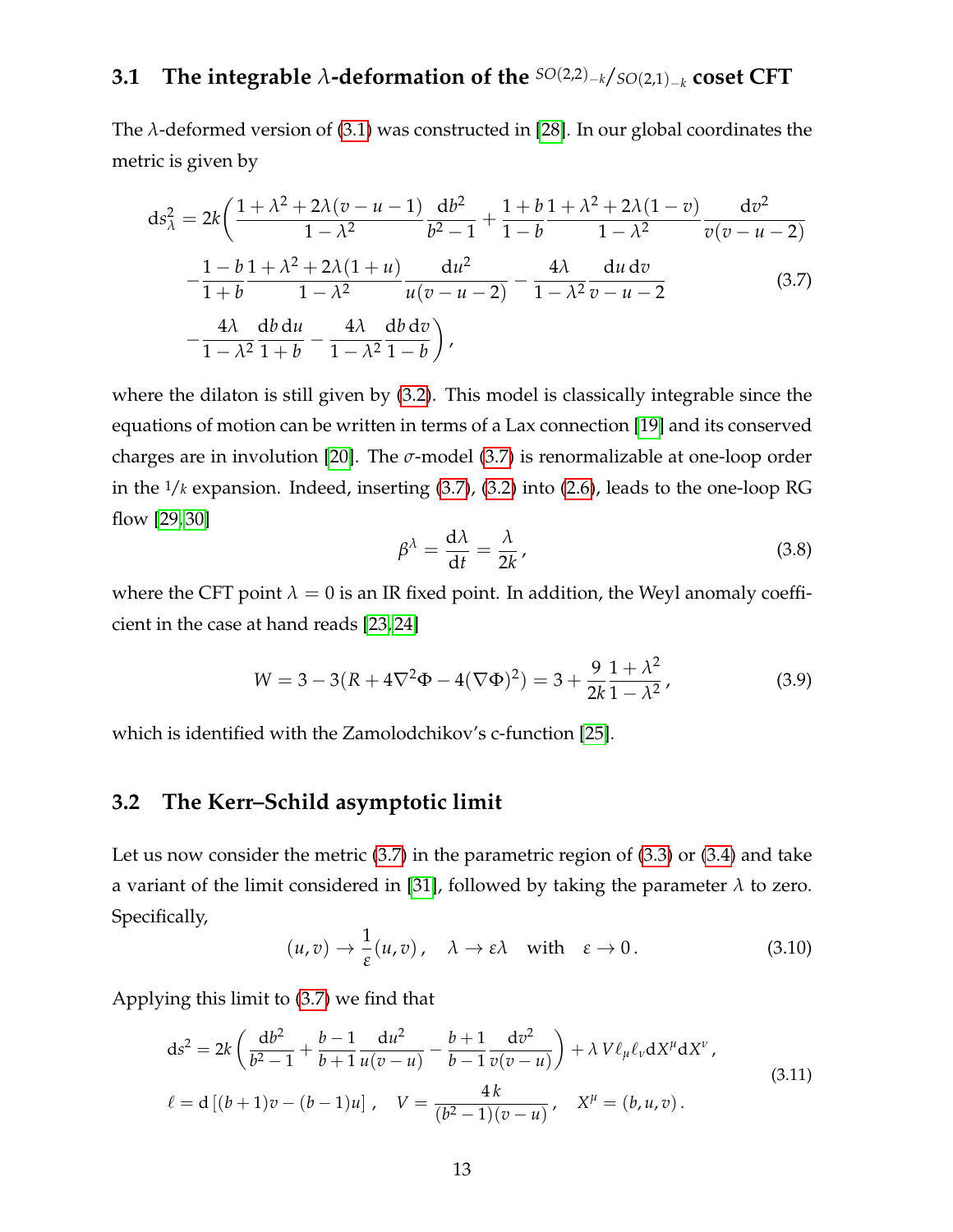### 3.1 The integrable $\lambda$-deformation of the $^{SO(2,2)_{-k}}/_{SO(2,1)_{-k}}$ coset CFT

The $\lambda$-deformed version of (3.1) was constructed in [28]. In our global coordinates the metric is given by

$$
\begin{aligned}
\mathrm{d}s^2_\lambda = 2k\bigg( & \frac{1+\lambda^2+2\lambda(v-u-1)}{1-\lambda^2}\frac{\mathrm{d}b^2}{b^2-1} + \frac{1+b}{1-b}\frac{1+\lambda^2+2\lambda(1-v)}{1-\lambda^2}\frac{\mathrm{d}v^2}{v(v-u-2)} \\
& -\frac{1-b}{1+b}\frac{1+\lambda^2+2\lambda(1+u)}{1-\lambda^2}\frac{\mathrm{d}u^2}{u(v-u-2)} - \frac{4\lambda}{1-\lambda^2}\frac{\mathrm{d}u\,\mathrm{d}v}{v-u-2} \\
& -\frac{4\lambda}{1-\lambda^2}\frac{\mathrm{d}b\,\mathrm{d}u}{1+b} - \frac{4\lambda}{1-\lambda^2}\frac{\mathrm{d}b\,\mathrm{d}v}{1-b}\bigg)\,,
\end{aligned}
\tag{3.7}
$$

where the dilaton is still given by (3.2). This model is classically integrable since the equations of motion can be written in terms of a Lax connection [19] and its conserved charges are in involution [20]. The $\sigma$-model (3.7) is renormalizable at one-loop order in the $1/k$ expansion. Indeed, inserting (3.7), (3.2) into (2.6), leads to the one-loop RG flow [29, 30]

$$
\beta^\lambda = \frac{\mathrm{d}\lambda}{\mathrm{d}t} = \frac{\lambda}{2k}\,, \tag{3.8}
$$

where the CFT point $\lambda = 0$ is an IR fixed point. In addition, the Weyl anomaly coefficient in the case at hand reads [23, 24]

$$
W = 3 - 3(R + 4\nabla^2\Phi - 4(\nabla\Phi)^2) = 3 + \frac{9}{2k}\frac{1+\lambda^2}{1-\lambda^2}\,, \tag{3.9}
$$

which is identified with the Zamolodchikov's c-function [25].

### 3.2 The Kerr–Schild asymptotic limit

Let us now consider the metric (3.7) in the parametric region of (3.3) or (3.4) and take a variant of the limit considered in [31], followed by taking the parameter $\lambda$ to zero. Specifically,

$$
(u, v) \to \frac{1}{\varepsilon}(u, v)\,, \quad \lambda \to \varepsilon\lambda \quad \text{with} \quad \varepsilon \to 0\,. \tag{3.10}
$$

Applying this limit to (3.7) we find that

$$
\begin{aligned}
& \mathrm{d}s^2 = 2k\left(\frac{\mathrm{d}b^2}{b^2-1} + \frac{b-1}{b+1}\frac{\mathrm{d}u^2}{u(v-u)} - \frac{b+1}{b-1}\frac{\mathrm{d}v^2}{v(v-u)}\right) + \lambda\, V \ell_\mu \ell_\nu \mathrm{d}X^\mu \mathrm{d}X^\nu\,, \\
& \ell = \mathrm{d}\left[(b+1)v - (b-1)u\right]\,, \quad V = \frac{4\,k}{(b^2-1)(v-u)}\,, \quad X^\mu = (b, u, v)\,.
\end{aligned}
\tag{3.11}
$$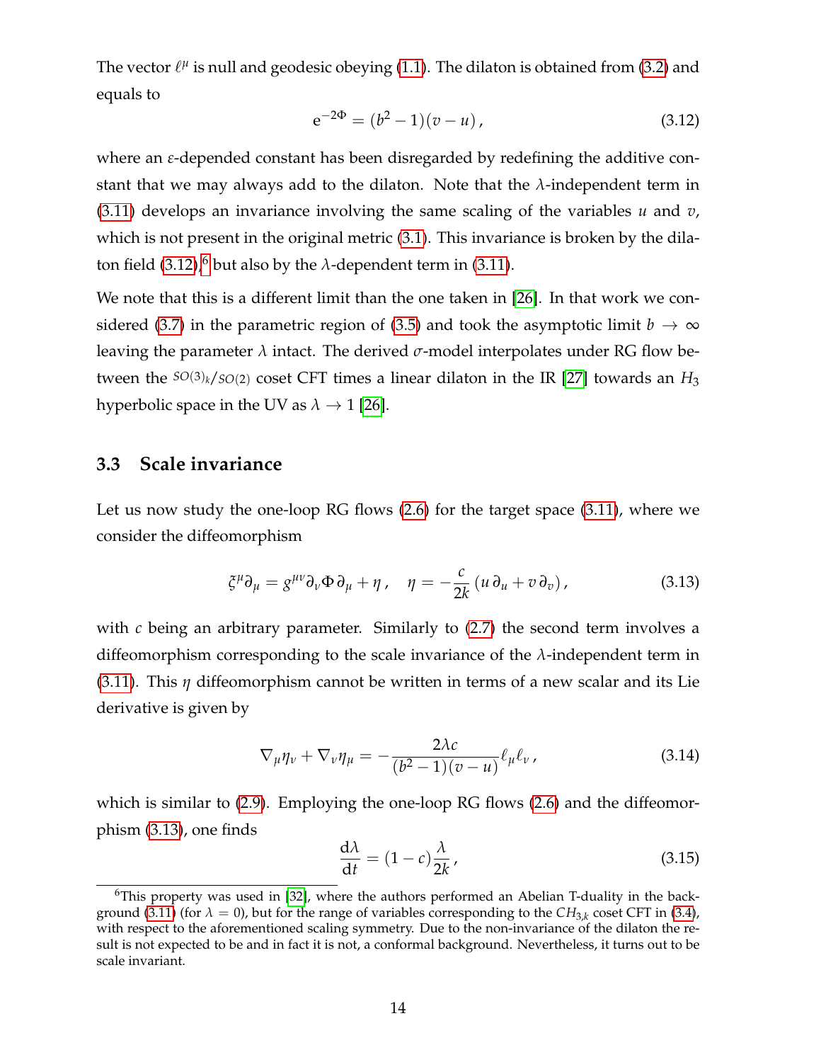The vector $\ell^\mu$ is null and geodesic obeying (1.1). The dilaton is obtained from (3.2) and equals to

$$
\mathrm{e}^{-2\Phi} = (b^2-1)(v-u)\,, \tag{3.12}
$$

where an $\varepsilon$-depended constant has been disregarded by redefining the additive constant that we may always add to the dilaton. Note that the $\lambda$-independent term in (3.11) develops an invariance involving the same scaling of the variables $u$ and $v$, which is not present in the original metric (3.1). This invariance is broken by the dilaton field (3.12),[6] but also by the $\lambda$-dependent term in (3.11).

We note that this is a different limit than the one taken in [26]. In that work we considered (3.7) in the parametric region of (3.5) and took the asymptotic limit $b \to \infty$ leaving the parameter $\lambda$ intact. The derived $\sigma$-model interpolates under RG flow between the $^{SO(3)_k}/_{SO(2)}$ coset CFT times a linear dilaton in the IR [27] towards an $H_3$ hyperbolic space in the UV as $\lambda \to 1$ [26].

## 3.3 Scale invariance

Let us now study the one-loop RG flows (2.6) for the target space (3.11), where we consider the diffeomorphism

$$
\xi^\mu\partial_\mu = g^{\mu\nu}\partial_\nu\Phi\,\partial_\mu + \eta\,, \quad \eta = -\frac{c}{2k}\left(u\,\partial_u + v\,\partial_v\right), \tag{3.13}
$$

with $c$ being an arbitrary parameter. Similarly to (2.7) the second term involves a diffeomorphism corresponding to the scale invariance of the $\lambda$-independent term in (3.11). This $\eta$ diffeomorphism cannot be written in terms of a new scalar and its Lie derivative is given by

$$
\nabla_\mu\eta_\nu + \nabla_\nu\eta_\mu = -\frac{2\lambda c}{(b^2-1)(v-u)}\ell_\mu\ell_\nu\,, \tag{3.14}
$$

which is similar to (2.9). Employing the one-loop RG flows (2.6) and the diffeomorphism (3.13), one finds

$$
\frac{\mathrm{d}\lambda}{\mathrm{d}t} = (1-c)\frac{\lambda}{2k}\,, \tag{3.15}
$$

[6] This property was used in [32], where the authors performed an Abelian T-duality in the background (3.11) (for $\lambda = 0$), but for the range of variables corresponding to the $CH_{3,k}$ coset CFT in (3.4), with respect to the aforementioned scaling symmetry. Due to the non-invariance of the dilaton the result is not expected to be and in fact it is not, a conformal background. Nevertheless, it turns out to be scale invariant.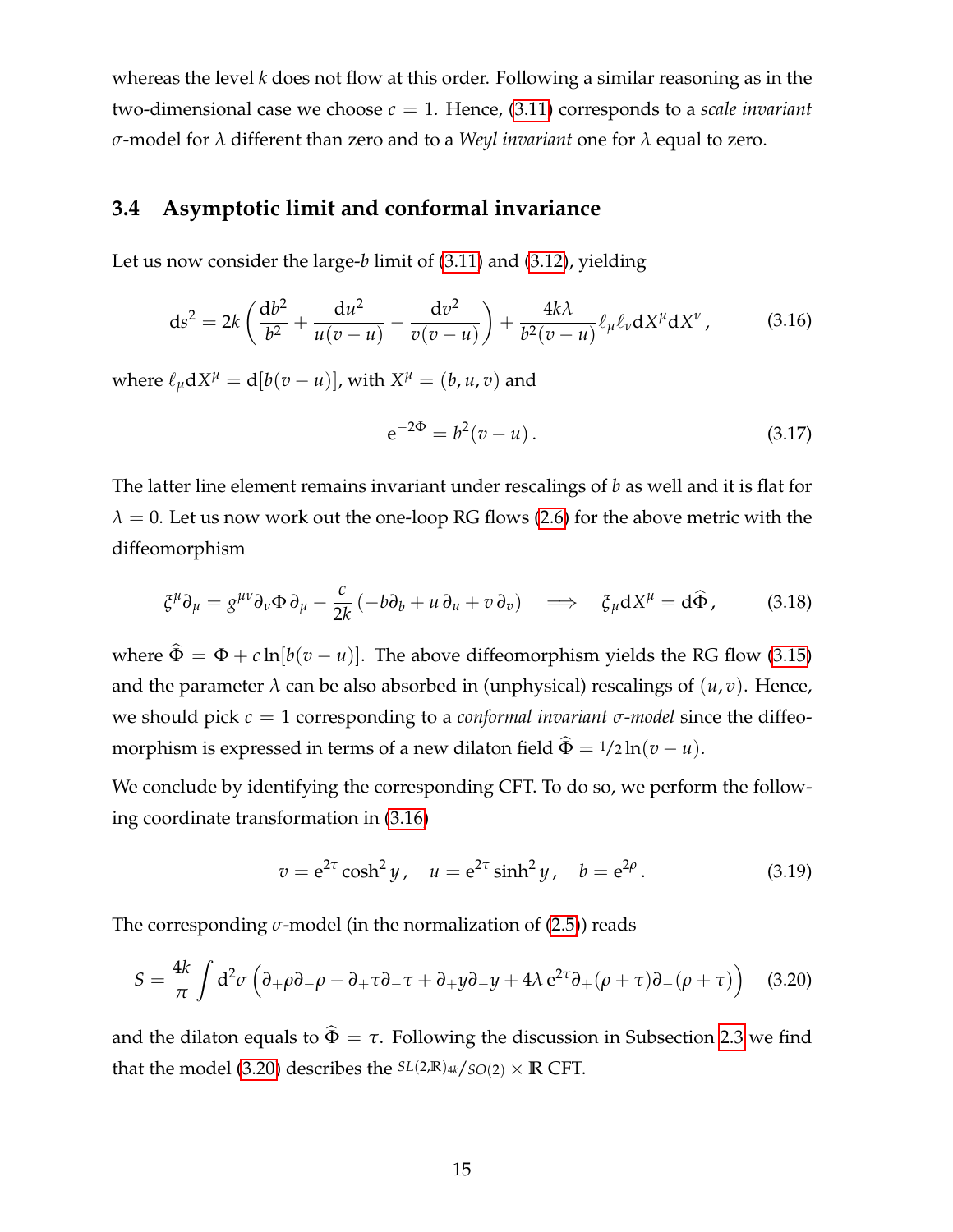whereas the level $k$ does not flow at this order. Following a similar reasoning as in the two-dimensional case we choose $c = 1$. Hence, (3.11) corresponds to a *scale invariant* $\sigma$-model for $\lambda$ different than zero and to a *Weyl invariant* one for $\lambda$ equal to zero.

### 3.4 Asymptotic limit and conformal invariance

Let us now consider the large-$b$ limit of (3.11) and (3.12), yielding

$$\mathrm{d}s^2 = 2k\left(\frac{\mathrm{d}b^2}{b^2} + \frac{\mathrm{d}u^2}{u(v-u)} - \frac{\mathrm{d}v^2}{v(v-u)}\right) + \frac{4k\lambda}{b^2(v-u)}\ell_\mu \ell_\nu \mathrm{d}X^\mu \mathrm{d}X^\nu\,, \tag{3.16}$$

where $\ell_\mu \mathrm{d}X^\mu = \mathrm{d}[b(v-u)]$, with $X^\mu = (b,u,v)$ and

$$\mathrm{e}^{-2\Phi} = b^2(v-u)\,. \tag{3.17}$$

The latter line element remains invariant under rescalings of $b$ as well and it is flat for $\lambda = 0$. Let us now work out the one-loop RG flows (2.6) for the above metric with the diffeomorphism

$$\xi^\mu \partial_\mu = g^{\mu\nu}\partial_\nu \Phi\, \partial_\mu - \frac{c}{2k}\left(-b\partial_b + u\,\partial_u + v\,\partial_v\right) \quad \Longrightarrow \quad \xi_\mu \mathrm{d}X^\mu = \mathrm{d}\widehat{\Phi}\,, \tag{3.18}$$

where $\widehat{\Phi} = \Phi + c\ln[b(v-u)]$. The above diffeomorphism yields the RG flow (3.15) and the parameter $\lambda$ can be also absorbed in (unphysical) rescalings of $(u,v)$. Hence, we should pick $c = 1$ corresponding to a *conformal invariant $\sigma$-model* since the diffeomorphism is expressed in terms of a new dilaton field $\widehat{\Phi} = 1/2\ln(v-u)$.

We conclude by identifying the corresponding CFT. To do so, we perform the following coordinate transformation in (3.16)

$$v = \mathrm{e}^{2\tau}\cosh^2 y\,, \quad u = \mathrm{e}^{2\tau}\sinh^2 y\,, \quad b = \mathrm{e}^{2\rho}\,. \tag{3.19}$$

The corresponding $\sigma$-model (in the normalization of (2.5)) reads

$$S = \frac{4k}{\pi}\int \mathrm{d}^2\sigma \left(\partial_+\rho\partial_-\rho - \partial_+\tau\partial_-\tau + \partial_+ y\partial_- y + 4\lambda\, \mathrm{e}^{2\tau}\partial_+(\rho+\tau)\partial_-(\rho+\tau)\right) \tag{3.20}$$

and the dilaton equals to $\widehat{\Phi} = \tau$. Following the discussion in Subsection 2.3 we find that the model (3.20) describes the $SL(2,\mathbb{R})_{4k}/SO(2) \times \mathbb{R}$ CFT.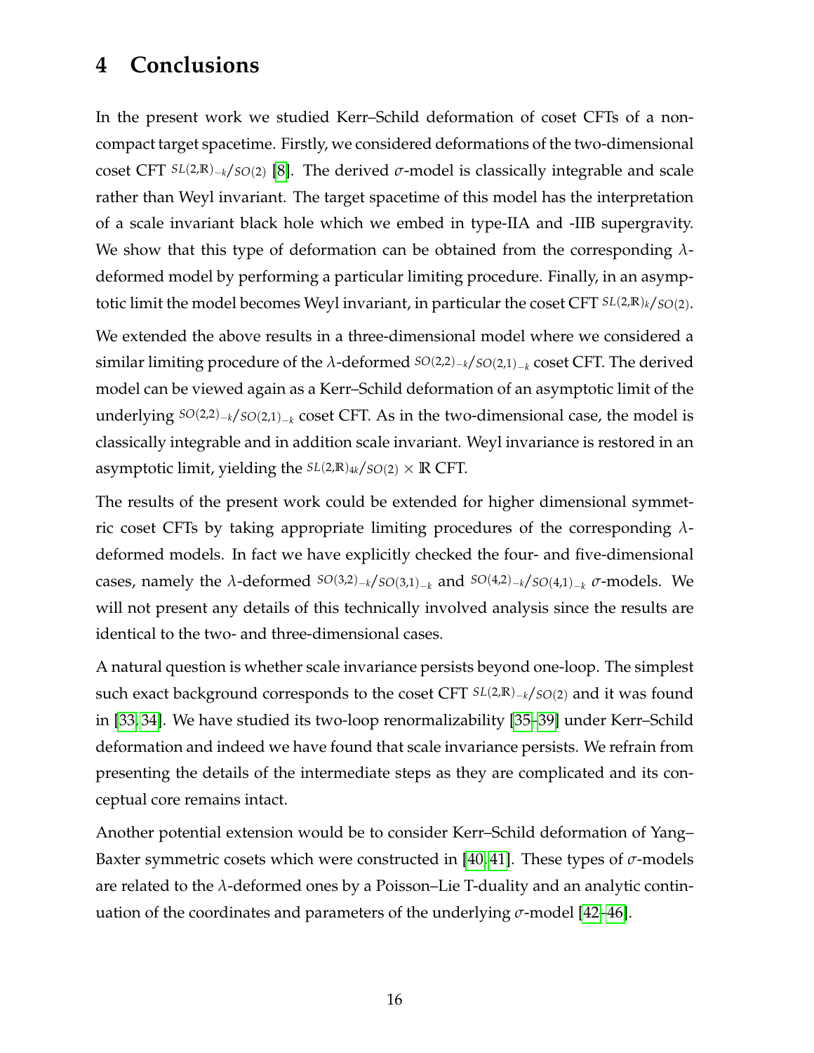# 4 Conclusions

In the present work we studied Kerr–Schild deformation of coset CFTs of a non-compact target spacetime. Firstly, we considered deformations of the two-dimensional coset CFT $SL(2,\mathbb{R})_{-k}/SO(2)$ [8]. The derived $\sigma$-model is classically integrable and scale rather than Weyl invariant. The target spacetime of this model has the interpretation of a scale invariant black hole which we embed in type-IIA and -IIB supergravity. We show that this type of deformation can be obtained from the corresponding $\lambda$-deformed model by performing a particular limiting procedure. Finally, in an asymptotic limit the model becomes Weyl invariant, in particular the coset CFT $SL(2,\mathbb{R})_{k}/SO(2)$.

We extended the above results in a three-dimensional model where we considered a similar limiting procedure of the $\lambda$-deformed $SO(2,2)_{-k}/SO(2,1)_{-k}$ coset CFT. The derived model can be viewed again as a Kerr–Schild deformation of an asymptotic limit of the underlying $SO(2,2)_{-k}/SO(2,1)_{-k}$ coset CFT. As in the two-dimensional case, the model is classically integrable and in addition scale invariant. Weyl invariance is restored in an asymptotic limit, yielding the $SL(2,\mathbb{R})_{4k}/SO(2) \times \mathbb{R}$ CFT.

The results of the present work could be extended for higher dimensional symmetric coset CFTs by taking appropriate limiting procedures of the corresponding $\lambda$-deformed models. In fact we have explicitly checked the four- and five-dimensional cases, namely the $\lambda$-deformed $SO(3,2)_{-k}/SO(3,1)_{-k}$ and $SO(4,2)_{-k}/SO(4,1)_{-k}$ $\sigma$-models. We will not present any details of this technically involved analysis since the results are identical to the two- and three-dimensional cases.

A natural question is whether scale invariance persists beyond one-loop. The simplest such exact background corresponds to the coset CFT $SL(2,\mathbb{R})_{-k}/SO(2)$ and it was found in [33, 34]. We have studied its two-loop renormalizability [35–39] under Kerr–Schild deformation and indeed we have found that scale invariance persists. We refrain from presenting the details of the intermediate steps as they are complicated and its conceptual core remains intact.

Another potential extension would be to consider Kerr–Schild deformation of Yang–Baxter symmetric cosets which were constructed in [40, 41]. These types of $\sigma$-models are related to the $\lambda$-deformed ones by a Poisson–Lie T-duality and an analytic continuation of the coordinates and parameters of the underlying $\sigma$-model [42–46].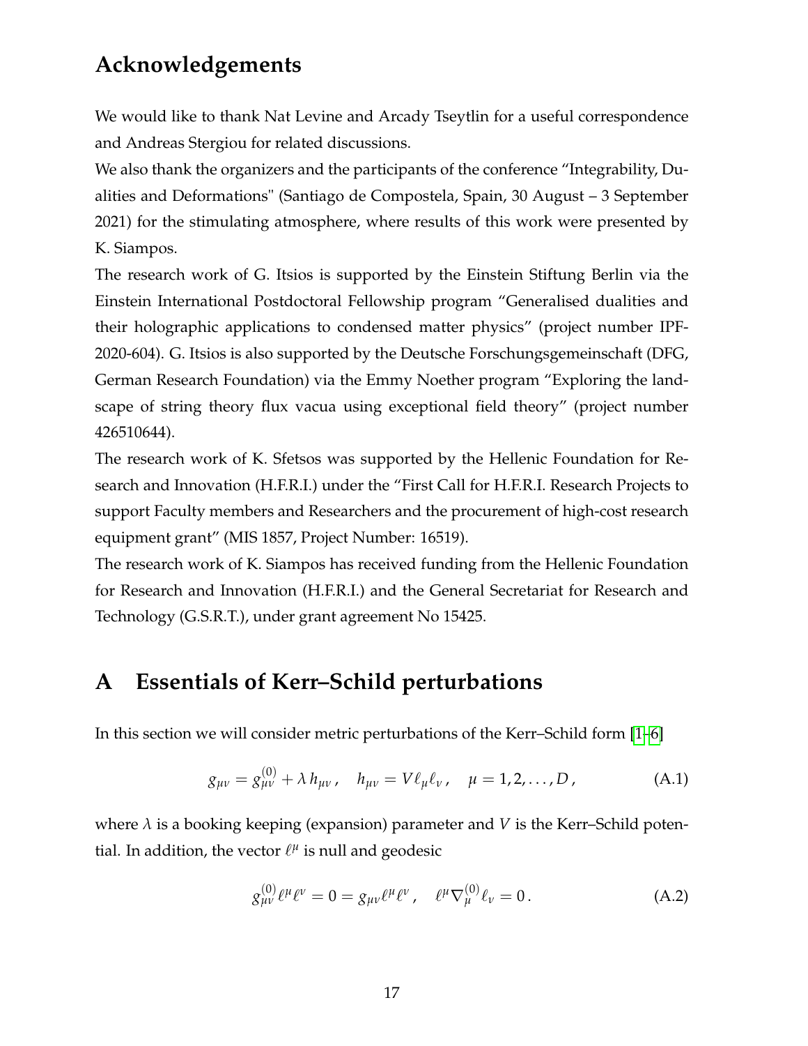## Acknowledgements

We would like to thank Nat Levine and Arcady Tseytlin for a useful correspondence and Andreas Stergiou for related discussions.

We also thank the organizers and the participants of the conference "Integrability, Dualities and Deformations" (Santiago de Compostela, Spain, 30 August – 3 September 2021) for the stimulating atmosphere, where results of this work were presented by K. Siampos.

The research work of G. Itsios is supported by the Einstein Stiftung Berlin via the Einstein International Postdoctoral Fellowship program "Generalised dualities and their holographic applications to condensed matter physics" (project number IPF-2020-604). G. Itsios is also supported by the Deutsche Forschungsgemeinschaft (DFG, German Research Foundation) via the Emmy Noether program "Exploring the landscape of string theory flux vacua using exceptional field theory" (project number 426510644).

The research work of K. Sfetsos was supported by the Hellenic Foundation for Research and Innovation (H.F.R.I.) under the "First Call for H.F.R.I. Research Projects to support Faculty members and Researchers and the procurement of high-cost research equipment grant" (MIS 1857, Project Number: 16519).

The research work of K. Siampos has received funding from the Hellenic Foundation for Research and Innovation (H.F.R.I.) and the General Secretariat for Research and Technology (G.S.R.T.), under grant agreement No 15425.

## A Essentials of Kerr–Schild perturbations

In this section we will consider metric perturbations of the Kerr–Schild form [1–6]

$$g_{\mu\nu} = g^{(0)}_{\mu\nu} + \lambda\, h_{\mu\nu}\,, \quad h_{\mu\nu} = V\ell_\mu \ell_\nu\,, \quad \mu = 1,2,\ldots,D\,, \tag{A.1}$$

where $\lambda$ is a booking keeping (expansion) parameter and $V$ is the Kerr–Schild potential. In addition, the vector $\ell^\mu$ is null and geodesic

$$g^{(0)}_{\mu\nu}\ell^\mu \ell^\nu = 0 = g_{\mu\nu}\ell^\mu \ell^\nu\,, \quad \ell^\mu \nabla^{(0)}_\mu \ell_\nu = 0\,. \tag{A.2}$$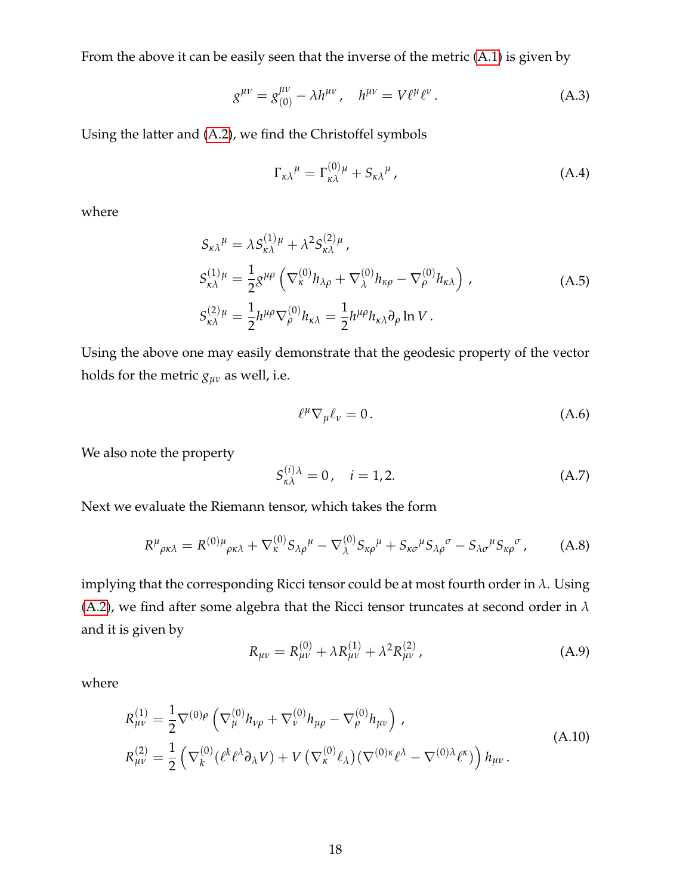From the above it can be easily seen that the inverse of the metric (A.1) is given by

$$g^{\mu\nu} = g^{\mu\nu}_{(0)} - \lambda h^{\mu\nu}\,, \quad h^{\mu\nu} = V\ell^\mu \ell^\nu\,. \tag{A.3}$$

Using the latter and (A.2), we find the Christoffel symbols

$$\Gamma_{\kappa\lambda}{}^{\mu} = \Gamma^{(0)\mu}_{\kappa\lambda} + S_{\kappa\lambda}{}^{\mu}\,, \tag{A.4}$$

where

$$\begin{aligned}
S_{\kappa\lambda}{}^{\mu} &= \lambda S^{(1)\mu}_{\kappa\lambda} + \lambda^2 S^{(2)\mu}_{\kappa\lambda}\,,\\
S^{(1)\mu}_{\kappa\lambda} &= \frac{1}{2} g^{\mu\rho}\left(\nabla^{(0)}_\kappa h_{\lambda\rho} + \nabla^{(0)}_\lambda h_{\kappa\rho} - \nabla^{(0)}_\rho h_{\kappa\lambda}\right)\,,\\
S^{(2)\mu}_{\kappa\lambda} &= \frac{1}{2} h^{\mu\rho}\nabla^{(0)}_\rho h_{\kappa\lambda} = \frac{1}{2} h^{\mu\rho} h_{\kappa\lambda}\partial_\rho \ln V\,.
\end{aligned} \tag{A.5}$$

Using the above one may easily demonstrate that the geodesic property of the vector holds for the metric $g_{\mu\nu}$ as well, i.e.

$$\ell^\mu \nabla_\mu \ell_\nu = 0\,. \tag{A.6}$$

We also note the property

$$S^{(i)\lambda}_{\kappa\lambda} = 0\,, \quad i = 1, 2. \tag{A.7}$$

Next we evaluate the Riemann tensor, which takes the form

$$R^\mu{}_{\rho\kappa\lambda} = R^{(0)\mu}{}_{\rho\kappa\lambda} + \nabla^{(0)}_\kappa S_{\lambda\rho}{}^{\mu} - \nabla^{(0)}_\lambda S_{\kappa\rho}{}^{\mu} + S_{\kappa\sigma}{}^{\mu} S_{\lambda\rho}{}^{\sigma} - S_{\lambda\sigma}{}^{\mu} S_{\kappa\rho}{}^{\sigma}\,, \tag{A.8}$$

implying that the corresponding Ricci tensor could be at most fourth order in $\lambda$. Using (A.2), we find after some algebra that the Ricci tensor truncates at second order in $\lambda$ and it is given by

$$R_{\mu\nu} = R^{(0)}_{\mu\nu} + \lambda R^{(1)}_{\mu\nu} + \lambda^2 R^{(2)}_{\mu\nu}\,, \tag{A.9}$$

where

$$\begin{aligned}
R^{(1)}_{\mu\nu} &= \frac{1}{2}\nabla^{(0)\rho}\left(\nabla^{(0)}_\mu h_{\nu\rho} + \nabla^{(0)}_\nu h_{\mu\rho} - \nabla^{(0)}_\rho h_{\mu\nu}\right)\,,\\
R^{(2)}_{\mu\nu} &= \frac{1}{2}\left(\nabla^{(0)}_k(\ell^k \ell^\lambda \partial_\lambda V) + V\left(\nabla^{(0)}_\kappa \ell_\lambda\right)\left(\nabla^{(0)\kappa}\ell^\lambda - \nabla^{(0)\lambda}\ell^\kappa\right)\right) h_{\mu\nu}\,.
\end{aligned} \tag{A.10}$$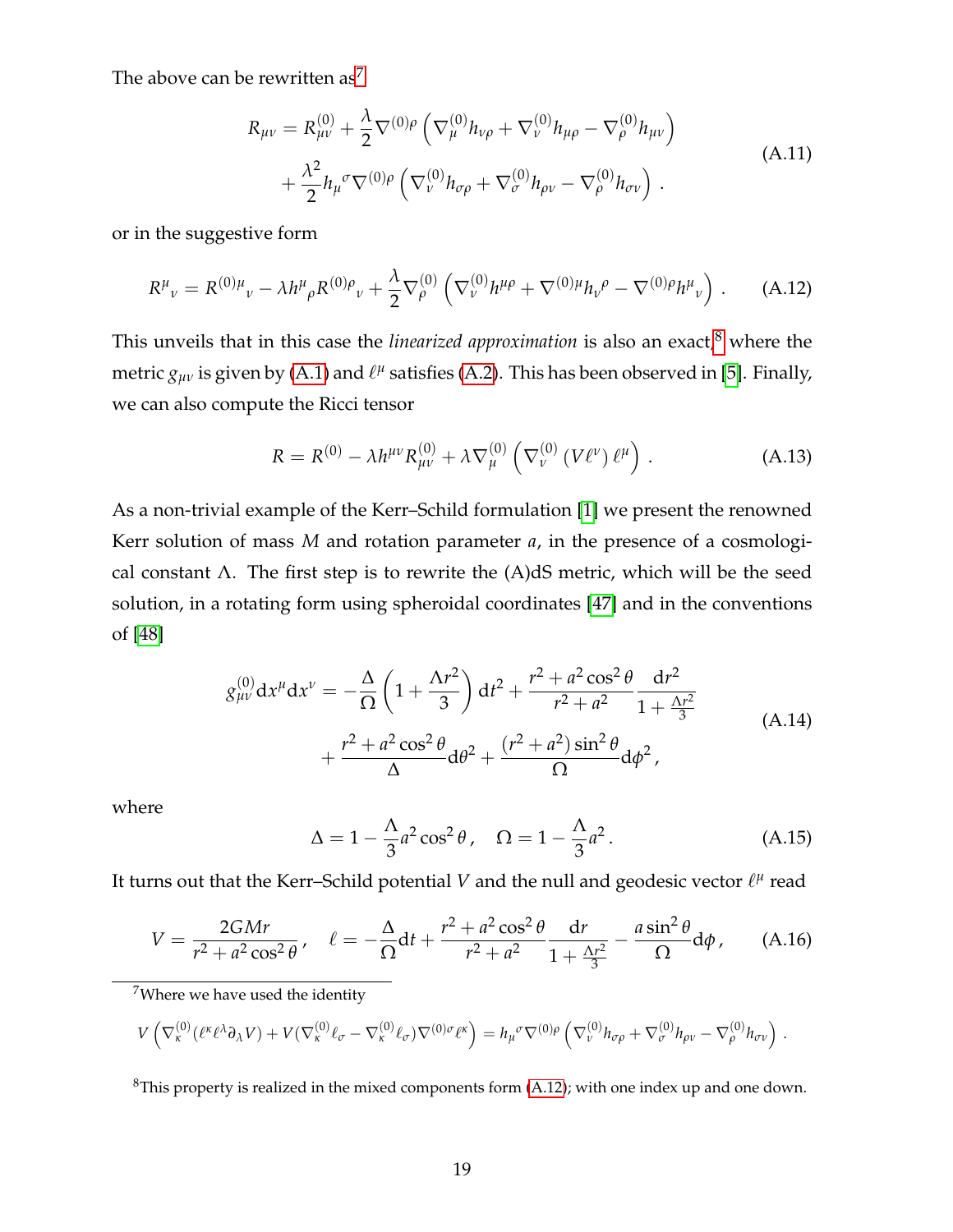The above can be rewritten as[7]

$$
\begin{aligned}
R_{\mu\nu} = R^{(0)}_{\mu\nu} &+ \frac{\lambda}{2}\nabla^{(0)\rho}\left(\nabla^{(0)}_{\mu}h_{\nu\rho} + \nabla^{(0)}_{\nu}h_{\mu\rho} - \nabla^{(0)}_{\rho}h_{\mu\nu}\right) \\
&+ \frac{\lambda^2}{2}h_{\mu}{}^{\sigma}\nabla^{(0)\rho}\left(\nabla^{(0)}_{\nu}h_{\sigma\rho} + \nabla^{(0)}_{\sigma}h_{\rho\nu} - \nabla^{(0)}_{\rho}h_{\sigma\nu}\right) .
\end{aligned}
\tag{A.11}
$$

or in the suggestive form

$$
R^{\mu}{}_{\nu} = R^{(0)\mu}{}_{\nu} - \lambda h^{\mu}{}_{\rho}R^{(0)\rho}{}_{\nu} + \frac{\lambda}{2}\nabla^{(0)}_{\rho}\left(\nabla^{(0)}_{\nu}h^{\mu\rho} + \nabla^{(0)\mu}h_{\nu}{}^{\rho} - \nabla^{(0)\rho}h^{\mu}{}_{\nu}\right) . \tag{A.12}
$$

This unveils that in this case the *linearized approximation* is also an exact,[8] where the metric $g_{\mu\nu}$ is given by (A.1) and $\ell^{\mu}$ satisfies (A.2). This has been observed in [5]. Finally, we can also compute the Ricci tensor

$$
R = R^{(0)} - \lambda h^{\mu\nu}R^{(0)}_{\mu\nu} + \lambda\nabla^{(0)}_{\mu}\left(\nabla^{(0)}_{\nu}\left(V\ell^{\nu}\right)\ell^{\mu}\right) . \tag{A.13}
$$

As a non-trivial example of the Kerr–Schild formulation [1] we present the renowned Kerr solution of mass $M$ and rotation parameter $a$, in the presence of a cosmological constant $\Lambda$. The first step is to rewrite the (A)dS metric, which will be the seed solution, in a rotating form using spheroidal coordinates [47] and in the conventions of [48]

$$
\begin{aligned}
g^{(0)}_{\mu\nu}\mathrm{d}x^{\mu}\mathrm{d}x^{\nu} = &-\frac{\Delta}{\Omega}\left(1 + \frac{\Lambda r^2}{3}\right)\mathrm{d}t^2 + \frac{r^2 + a^2\cos^2\theta}{r^2 + a^2}\frac{\mathrm{d}r^2}{1 + \frac{\Lambda r^2}{3}} \\
&+ \frac{r^2 + a^2\cos^2\theta}{\Delta}\mathrm{d}\theta^2 + \frac{(r^2 + a^2)\sin^2\theta}{\Omega}\mathrm{d}\phi^2 ,
\end{aligned}
\tag{A.14}
$$

where

$$
\Delta = 1 - \frac{\Lambda}{3}a^2\cos^2\theta , \quad \Omega = 1 - \frac{\Lambda}{3}a^2 . \tag{A.15}
$$

It turns out that the Kerr–Schild potential $V$ and the null and geodesic vector $\ell^{\mu}$ read

$$
V = \frac{2GMr}{r^2 + a^2\cos^2\theta} , \quad \ell = -\frac{\Delta}{\Omega}\mathrm{d}t + \frac{r^2 + a^2\cos^2\theta}{r^2 + a^2}\frac{\mathrm{d}r}{1 + \frac{\Lambda r^2}{3}} - \frac{a\sin^2\theta}{\Omega}\mathrm{d}\phi , \tag{A.16}
$$

---

[7] Where we have used the identity

$$
V\left(\nabla^{(0)}_{\kappa}(\ell^{\kappa}\ell^{\lambda}\partial_{\lambda}V) + V(\nabla^{(0)}_{\kappa}\ell_{\sigma} - \nabla^{(0)}_{\kappa}\ell_{\sigma})\nabla^{(0)\sigma}\ell^{\kappa}\right) = h_{\mu}{}^{\sigma}\nabla^{(0)\rho}\left(\nabla^{(0)}_{\nu}h_{\sigma\rho} + \nabla^{(0)}_{\sigma}h_{\rho\nu} - \nabla^{(0)}_{\rho}h_{\sigma\nu}\right) .
$$

[8] This property is realized in the mixed components form (A.12); with one index up and one down.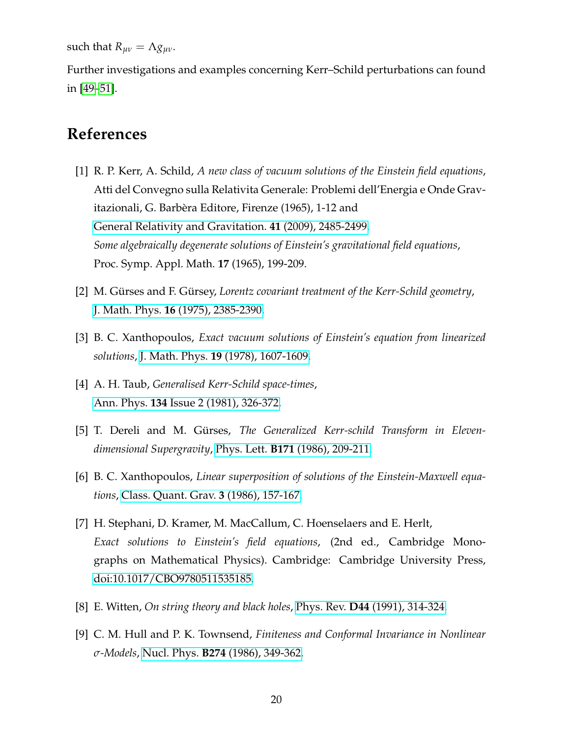such that $R_{\mu\nu} = \Lambda g_{\mu\nu}$.

Further investigations and examples concerning Kerr–Schild perturbations can found in [49–51].

# References

[1] R. P. Kerr, A. Schild, *A new class of vacuum solutions of the Einstein field equations*, Atti del Convegno sulla Relativita Generale: Problemi dell'Energia e Onde Gravitazionali, G. Barbèra Editore, Firenze (1965), 1-12 and General Relativity and Gravitation. **41** (2009), 2485-2499. *Some algebraically degenerate solutions of Einstein's gravitational field equations*, Proc. Symp. Appl. Math. **17** (1965), 199-209.

[2] M. Gürses and F. Gürsey, *Lorentz covariant treatment of the Kerr-Schild geometry*, J. Math. Phys. **16** (1975), 2385-2390.

[3] B. C. Xanthopoulos, *Exact vacuum solutions of Einstein's equation from linearized solutions*, J. Math. Phys. **19** (1978), 1607-1609.

[4] A. H. Taub, *Generalised Kerr-Schild space-times*, Ann. Phys. **134** Issue 2 (1981), 326-372.

[5] T. Dereli and M. Gürses, *The Generalized Kerr-schild Transform in Eleven-dimensional Supergravity*, Phys. Lett. **B171** (1986), 209-211.

[6] B. C. Xanthopoulos, *Linear superposition of solutions of the Einstein-Maxwell equations*, Class. Quant. Grav. **3** (1986), 157-167.

[7] H. Stephani, D. Kramer, M. MacCallum, C. Hoenselaers and E. Herlt, *Exact solutions to Einstein's field equations*, (2nd ed., Cambridge Monographs on Mathematical Physics). Cambridge: Cambridge University Press, doi:10.1017/CBO9780511535185.

[8] E. Witten, *On string theory and black holes*, Phys. Rev. **D44** (1991), 314-324.

[9] C. M. Hull and P. K. Townsend, *Finiteness and Conformal Invariance in Nonlinear $\sigma$-Models*, Nucl. Phys. **B274** (1986), 349-362.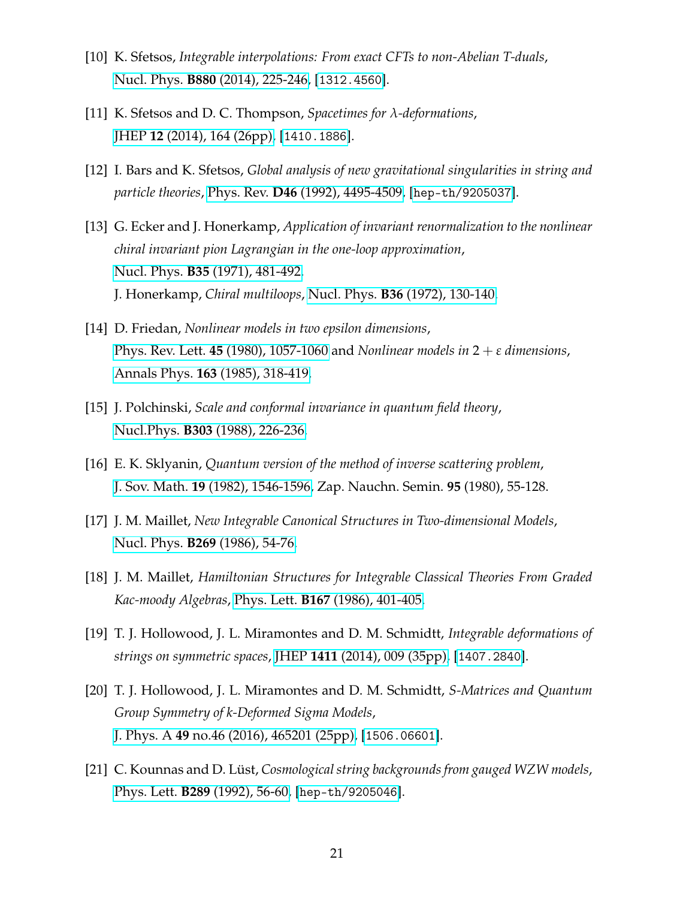[10] K. Sfetsos, *Integrable interpolations: From exact CFTs to non-Abelian T-duals*, Nucl. Phys. **B880** (2014), 225-246, [1312.4560].

[11] K. Sfetsos and D. C. Thompson, *Spacetimes for $\lambda$-deformations*, JHEP **12** (2014), 164 (26pp), [1410.1886].

[12] I. Bars and K. Sfetsos, *Global analysis of new gravitational singularities in string and particle theories*, Phys. Rev. **D46** (1992), 4495-4509, [hep-th/9205037].

[13] G. Ecker and J. Honerkamp, *Application of invariant renormalization to the nonlinear chiral invariant pion Lagrangian in the one-loop approximation*, Nucl. Phys. **B35** (1971), 481-492.
J. Honerkamp, *Chiral multiloops*, Nucl. Phys. **B36** (1972), 130-140.

[14] D. Friedan, *Nonlinear models in two epsilon dimensions*, Phys. Rev. Lett. **45** (1980), 1057-1060 and *Nonlinear models in $2+\varepsilon$ dimensions*, Annals Phys. **163** (1985), 318-419.

[15] J. Polchinski, *Scale and conformal invariance in quantum field theory*, Nucl.Phys. **B303** (1988), 226-236.

[16] E. K. Sklyanin, *Quantum version of the method of inverse scattering problem*, J. Sov. Math. **19** (1982), 1546-1596, Zap. Nauchn. Semin. **95** (1980), 55-128.

[17] J. M. Maillet, *New Integrable Canonical Structures in Two-dimensional Models*, Nucl. Phys. **B269** (1986), 54-76.

[18] J. M. Maillet, *Hamiltonian Structures for Integrable Classical Theories From Graded Kac-moody Algebras*, Phys. Lett. **B167** (1986), 401-405.

[19] T. J. Hollowood, J. L. Miramontes and D. M. Schmidtt, *Integrable deformations of strings on symmetric spaces*, JHEP **1411** (2014), 009 (35pp), [1407.2840].

[20] T. J. Hollowood, J. L. Miramontes and D. M. Schmidtt, *S-Matrices and Quantum Group Symmetry of k-Deformed Sigma Models*, J. Phys. A **49** no.46 (2016), 465201 (25pp), [1506.06601].

[21] C. Kounnas and D. Lüst, *Cosmological string backgrounds from gauged WZW models*, Phys. Lett. **B289** (1992), 56-60, [hep-th/9205046].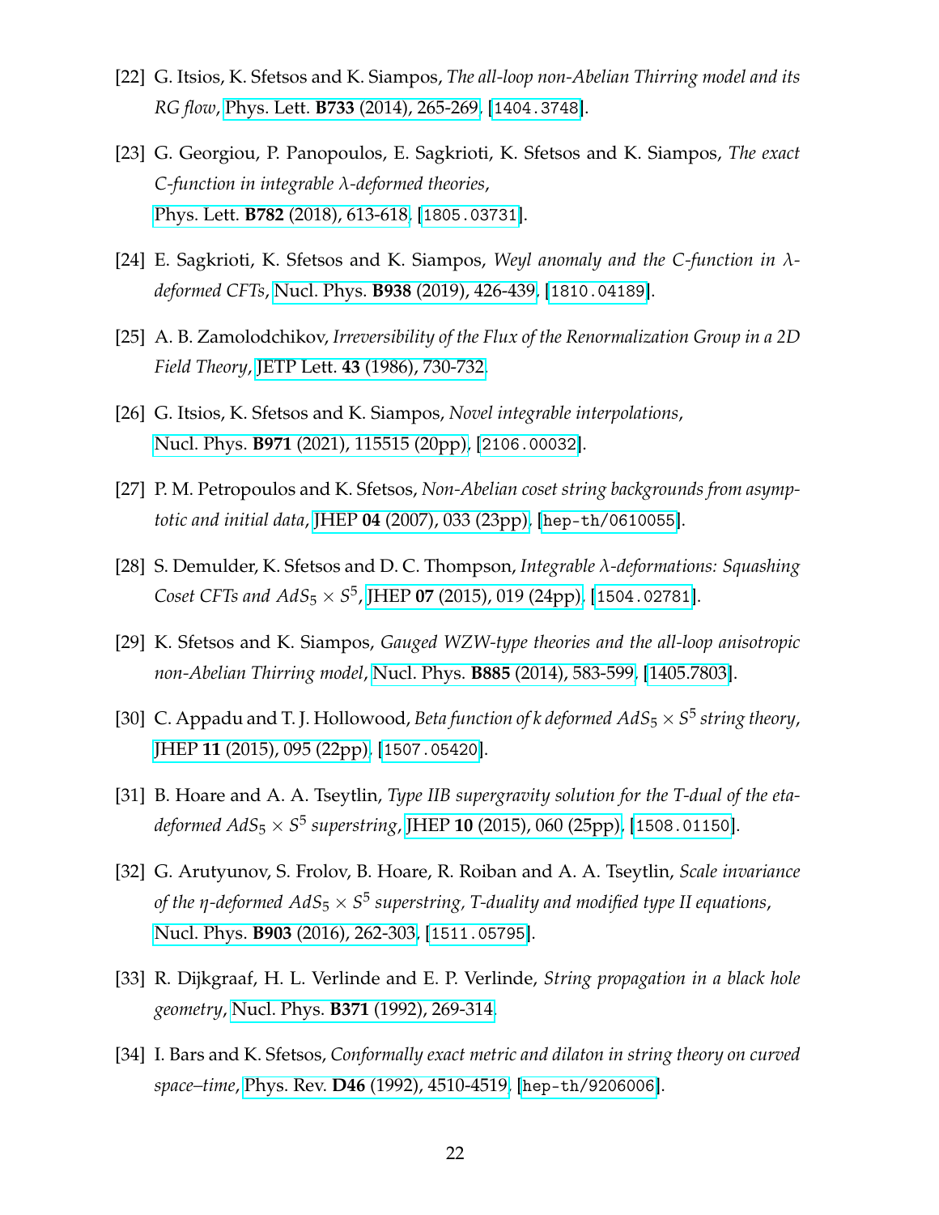[22] G. Itsios, K. Sfetsos and K. Siampos, *The all-loop non-Abelian Thirring model and its RG flow*, Phys. Lett. **B733** (2014), 265-269, [1404.3748].

[23] G. Georgiou, P. Panopoulos, E. Sagkrioti, K. Sfetsos and K. Siampos, *The exact C-function in integrable λ-deformed theories*, Phys. Lett. **B782** (2018), 613-618, [1805.03731].

[24] E. Sagkrioti, K. Sfetsos and K. Siampos, *Weyl anomaly and the C-function in λ-deformed CFTs*, Nucl. Phys. **B938** (2019), 426-439, [1810.04189].

[25] A. B. Zamolodchikov, *Irreversibility of the Flux of the Renormalization Group in a 2D Field Theory*, JETP Lett. **43** (1986), 730-732.

[26] G. Itsios, K. Sfetsos and K. Siampos, *Novel integrable interpolations*, Nucl. Phys. **B971** (2021), 115515 (20pp), [2106.00032].

[27] P. M. Petropoulos and K. Sfetsos, *Non-Abelian coset string backgrounds from asymptotic and initial data*, JHEP **04** (2007), 033 (23pp), [hep-th/0610055].

[28] S. Demulder, K. Sfetsos and D. C. Thompson, *Integrable λ-deformations: Squashing Coset CFTs and $AdS_5 \times S^5$*, JHEP **07** (2015), 019 (24pp), [1504.02781].

[29] K. Sfetsos and K. Siampos, *Gauged WZW-type theories and the all-loop anisotropic non-Abelian Thirring model*, Nucl. Phys. **B885** (2014), 583-599, [1405.7803].

[30] C. Appadu and T. J. Hollowood, *Beta function of k deformed $AdS_5 \times S^5$ string theory*, JHEP **11** (2015), 095 (22pp), [1507.05420].

[31] B. Hoare and A. A. Tseytlin, *Type IIB supergravity solution for the T-dual of the eta-deformed $AdS_5 \times S^5$ superstring*, JHEP **10** (2015), 060 (25pp), [1508.01150].

[32] G. Arutyunov, S. Frolov, B. Hoare, R. Roiban and A. A. Tseytlin, *Scale invariance of the η-deformed $AdS_5 \times S^5$ superstring, T-duality and modified type II equations*, Nucl. Phys. **B903** (2016), 262-303, [1511.05795].

[33] R. Dijkgraaf, H. L. Verlinde and E. P. Verlinde, *String propagation in a black hole geometry*, Nucl. Phys. **B371** (1992), 269-314.

[34] I. Bars and K. Sfetsos, *Conformally exact metric and dilaton in string theory on curved space–time*, Phys. Rev. **D46** (1992), 4510-4519, [hep-th/9206006].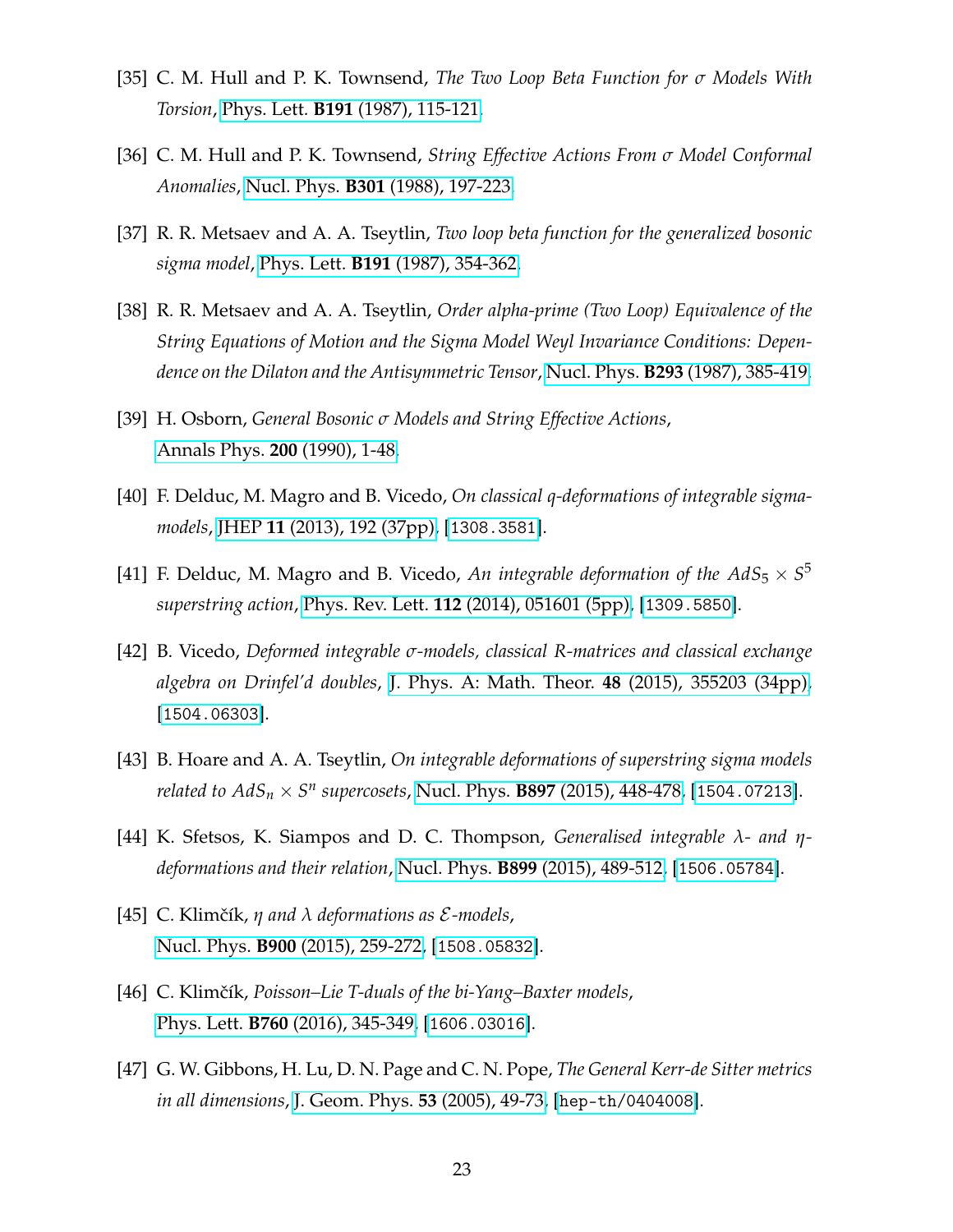[35] C. M. Hull and P. K. Townsend, *The Two Loop Beta Function for σ Models With Torsion*, Phys. Lett. **B191** (1987), 115-121.

[36] C. M. Hull and P. K. Townsend, *String Effective Actions From σ Model Conformal Anomalies*, Nucl. Phys. **B301** (1988), 197-223.

[37] R. R. Metsaev and A. A. Tseytlin, *Two loop beta function for the generalized bosonic sigma model*, Phys. Lett. **B191** (1987), 354-362.

[38] R. R. Metsaev and A. A. Tseytlin, *Order alpha-prime (Two Loop) Equivalence of the String Equations of Motion and the Sigma Model Weyl Invariance Conditions: Dependence on the Dilaton and the Antisymmetric Tensor*, Nucl. Phys. **B293** (1987), 385-419.

[39] H. Osborn, *General Bosonic σ Models and String Effective Actions*, Annals Phys. **200** (1990), 1-48.

[40] F. Delduc, M. Magro and B. Vicedo, *On classical q-deformations of integrable sigma-models*, JHEP **11** (2013), 192 (37pp). [1308.3581].

[41] F. Delduc, M. Magro and B. Vicedo, *An integrable deformation of the $AdS_5 \times S^5$ superstring action*, Phys. Rev. Lett. **112** (2014), 051601 (5pp). [1309.5850].

[42] B. Vicedo, *Deformed integrable σ-models, classical R-matrices and classical exchange algebra on Drinfel'd doubles*, J. Phys. A: Math. Theor. **48** (2015), 355203 (34pp). [1504.06303].

[43] B. Hoare and A. A. Tseytlin, *On integrable deformations of superstring sigma models related to $AdS_n \times S^n$ supercosets*, Nucl. Phys. **B897** (2015), 448-478. [1504.07213].

[44] K. Sfetsos, K. Siampos and D. C. Thompson, *Generalised integrable λ- and η-deformations and their relation*, Nucl. Phys. **B899** (2015), 489-512. [1506.05784].

[45] C. Klimčík, *η and λ deformations as $\mathcal{E}$-models*, Nucl. Phys. **B900** (2015), 259-272. [1508.05832].

[46] C. Klimčík, *Poisson–Lie T-duals of the bi-Yang–Baxter models*, Phys. Lett. **B760** (2016), 345-349. [1606.03016].

[47] G. W. Gibbons, H. Lu, D. N. Page and C. N. Pope, *The General Kerr-de Sitter metrics in all dimensions*, J. Geom. Phys. **53** (2005), 49-73. [hep-th/0404008].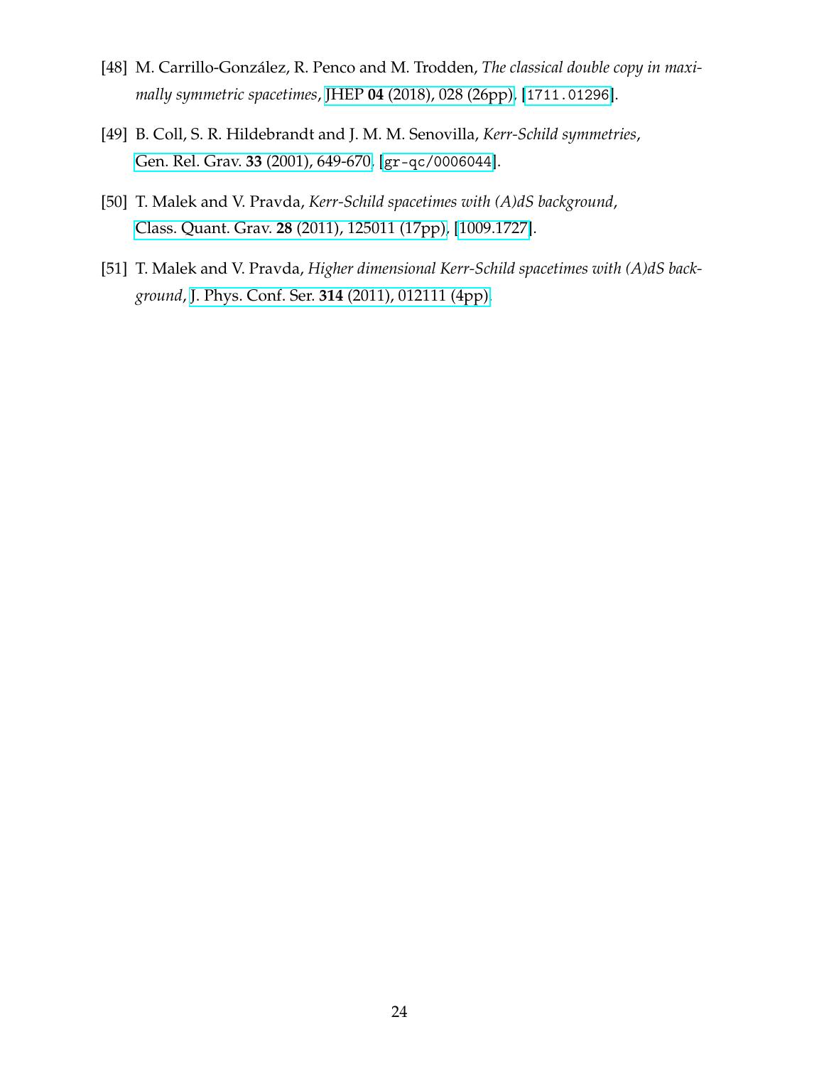[48] M. Carrillo-González, R. Penco and M. Trodden, *The classical double copy in maximally symmetric spacetimes*, JHEP **04** (2018), 028 (26pp), [1711.01296].

[49] B. Coll, S. R. Hildebrandt and J. M. M. Senovilla, *Kerr-Schild symmetries*, Gen. Rel. Grav. **33** (2001), 649-670, [gr-qc/0006044].

[50] T. Malek and V. Pravda, *Kerr-Schild spacetimes with (A)dS background*, Class. Quant. Grav. **28** (2011), 125011 (17pp), [1009.1727].

[51] T. Malek and V. Pravda, *Higher dimensional Kerr-Schild spacetimes with (A)dS background*, J. Phys. Conf. Ser. **314** (2011), 012111 (4pp).